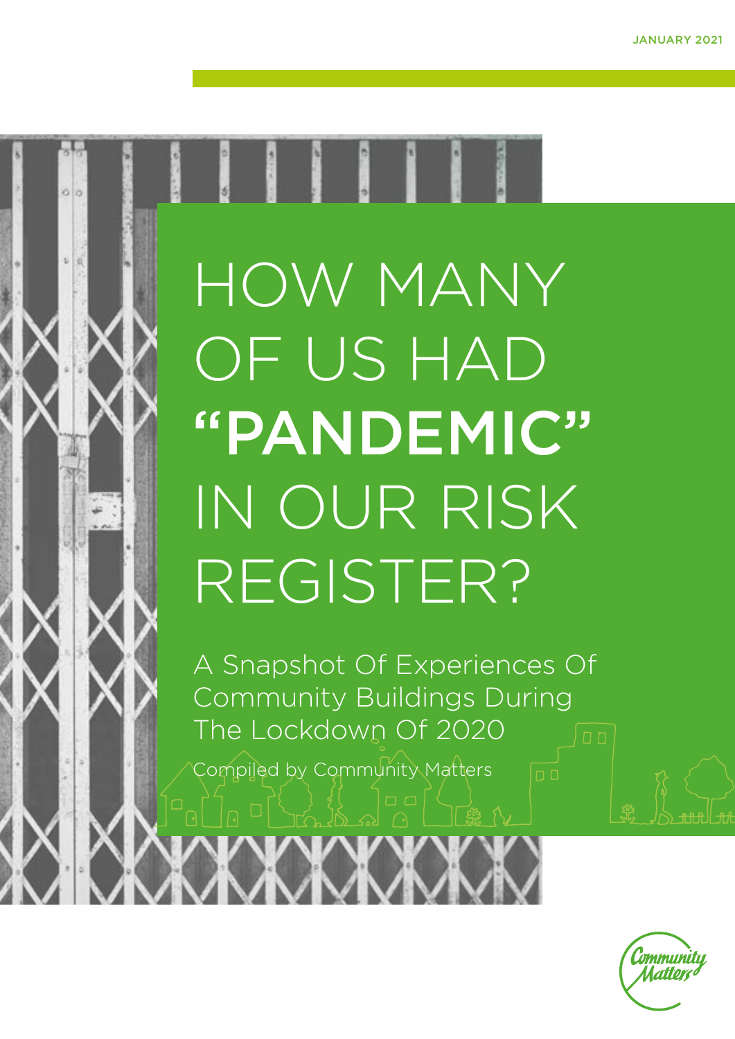JANUARY 2021

# HOW MANY OF US HAD **"PANDEMIC"** IN OUR RISK REGISTER?

## A Snapshot Of Experiences Of Community Buildings During The Lockdown Of 2020

Compiled by Community Matters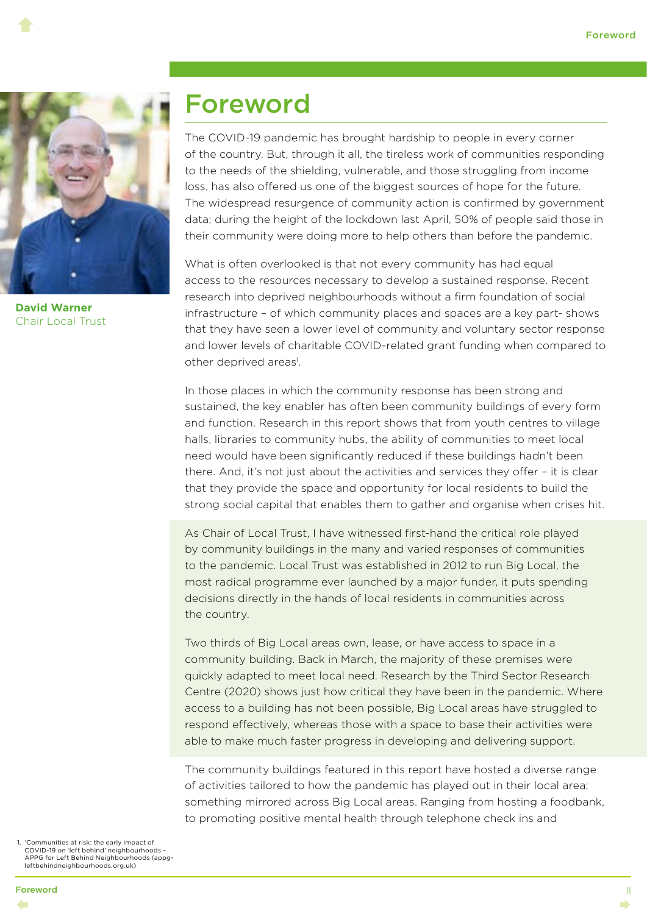# Foreword

**David Warner**
Chair Local Trust

The COVID-19 pandemic has brought hardship to people in every corner of the country. But, through it all, the tireless work of communities responding to the needs of the shielding, vulnerable, and those struggling from income loss, has also offered us one of the biggest sources of hope for the future. The widespread resurgence of community action is confirmed by government data; during the height of the lockdown last April, 50% of people said those in their community were doing more to help others than before the pandemic.

What is often overlooked is that not every community has had equal access to the resources necessary to develop a sustained response. Recent research into deprived neighbourhoods without a firm foundation of social infrastructure – of which community places and spaces are a key part- shows that they have seen a lower level of community and voluntary sector response and lower levels of charitable COVID-related grant funding when compared to other deprived areas[1].

In those places in which the community response has been strong and sustained, the key enabler has often been community buildings of every form and function. Research in this report shows that from youth centres to village halls, libraries to community hubs, the ability of communities to meet local need would have been significantly reduced if these buildings hadn't been there. And, it's not just about the activities and services they offer – it is clear that they provide the space and opportunity for local residents to build the strong social capital that enables them to gather and organise when crises hit.

As Chair of Local Trust, I have witnessed first-hand the critical role played by community buildings in the many and varied responses of communities to the pandemic. Local Trust was established in 2012 to run Big Local, the most radical programme ever launched by a major funder, it puts spending decisions directly in the hands of local residents in communities across the country.

Two thirds of Big Local areas own, lease, or have access to space in a community building. Back in March, the majority of these premises were quickly adapted to meet local need. Research by the Third Sector Research Centre (2020) shows just how critical they have been in the pandemic. Where access to a building has not been possible, Big Local areas have struggled to respond effectively, whereas those with a space to base their activities were able to make much faster progress in developing and delivering support.

The community buildings featured in this report have hosted a diverse range of activities tailored to how the pandemic has played out in their local area; something mirrored across Big Local areas. Ranging from hosting a foodbank, to promoting positive mental health through telephone check ins and

1. 'Communities at risk: the early impact of COVID-19 on 'left behind' neighbourhoods – APPG for Left Behind Neighbourhoods (appg-leftbehindneighbourhoods.org.uk)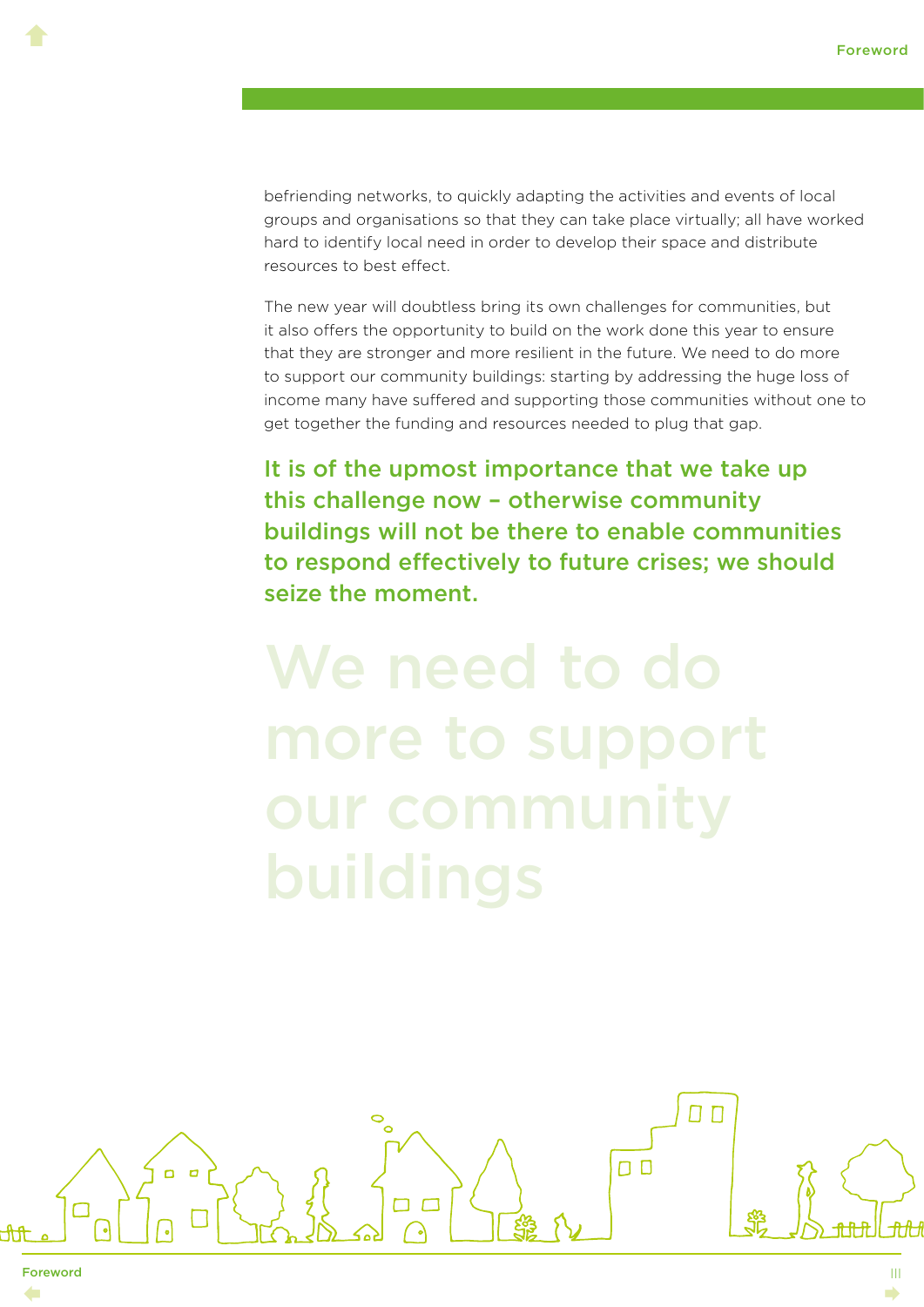befriending networks, to quickly adapting the activities and events of local groups and organisations so that they can take place virtually; all have worked hard to identify local need in order to develop their space and distribute resources to best effect.

The new year will doubtless bring its own challenges for communities, but it also offers the opportunity to build on the work done this year to ensure that they are stronger and more resilient in the future. We need to do more to support our community buildings: starting by addressing the huge loss of income many have suffered and supporting those communities without one to get together the funding and resources needed to plug that gap.

**It is of the upmost importance that we take up this challenge now – otherwise community buildings will not be there to enable communities to respond effectively to future crises; we should seize the moment.**

We need to do more to support our community buildings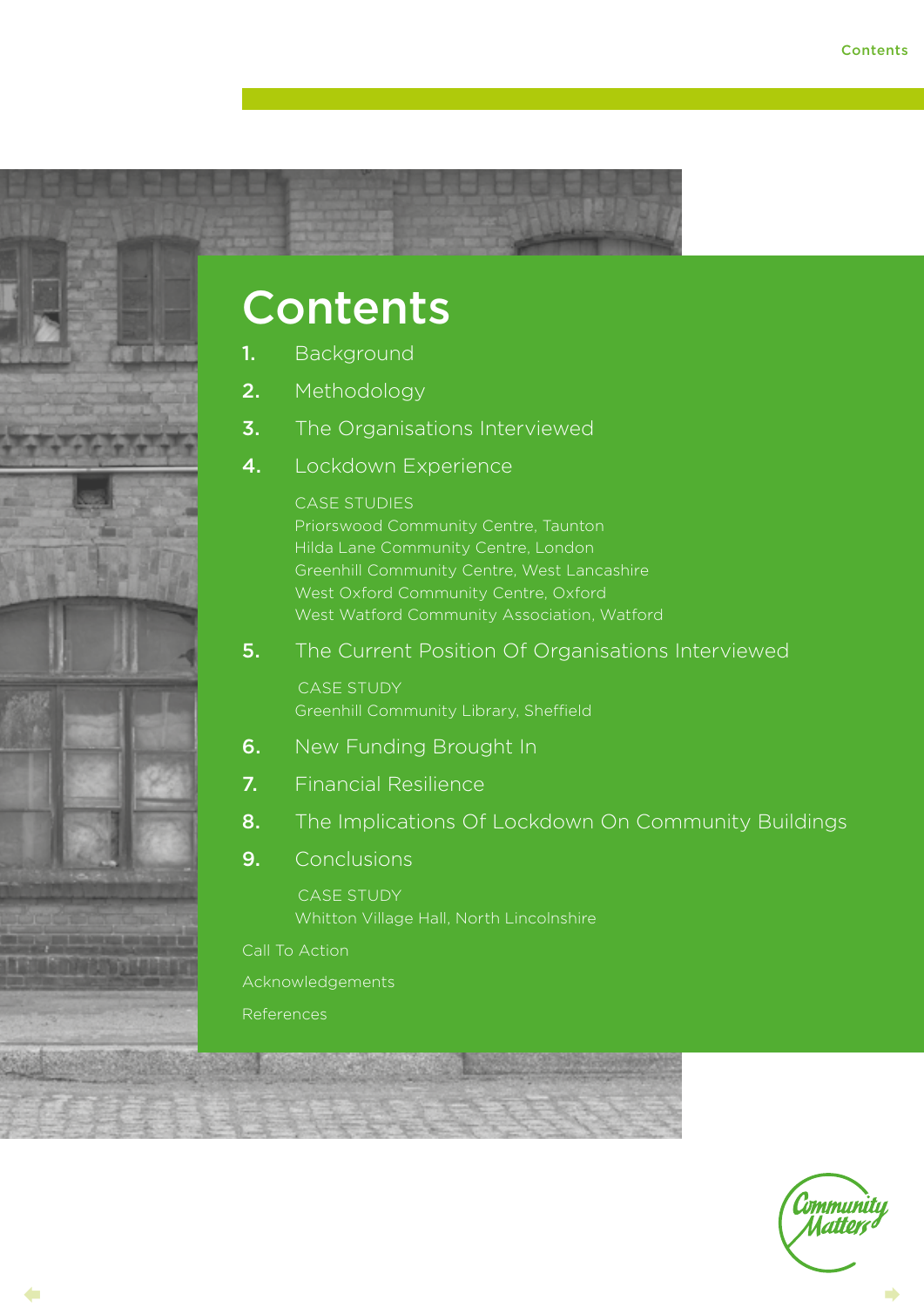# Contents

1. Background
2. Methodology
3. The Organisations Interviewed
4. Lockdown Experience

   CASE STUDIES
   Priorswood Community Centre, Taunton
   Hilda Lane Community Centre, London
   Greenhill Community Centre, West Lancashire
   West Oxford Community Centre, Oxford
   West Watford Community Association, Watford

5. The Current Position Of Organisations Interviewed

   CASE STUDY
   Greenhill Community Library, Sheffield

6. New Funding Brought In
7. Financial Resilience
8. The Implications Of Lockdown On Community Buildings
9. Conclusions

   CASE STUDY
   Whitton Village Hall, North Lincolnshire

Call To Action

Acknowledgements

References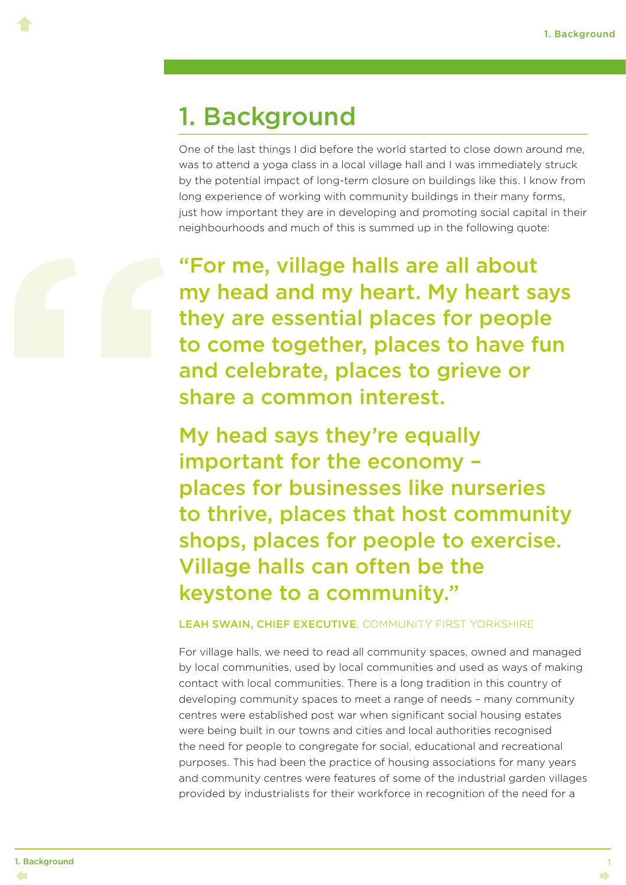# 1. Background

One of the last things I did before the world started to close down around me, was to attend a yoga class in a local village hall and I was immediately struck by the potential impact of long-term closure on buildings like this. I know from long experience of working with community buildings in their many forms, just how important they are in developing and promoting social capital in their neighbourhoods and much of this is summed up in the following quote:

> "For me, village halls are all about my head and my heart. My heart says they are essential places for people to come together, places to have fun and celebrate, places to grieve or share a common interest.
>
> My head says they're equally important for the economy – places for businesses like nurseries to thrive, places that host community shops, places for people to exercise. Village halls can often be the keystone to a community."
>
> **LEAH SWAIN, CHIEF EXECUTIVE**, COMMUNITY FIRST YORKSHIRE

For village halls, we need to read all community spaces, owned and managed by local communities, used by local communities and used as ways of making contact with local communities. There is a long tradition in this country of developing community spaces to meet a range of needs – many community centres were established post war when significant social housing estates were being built in our towns and cities and local authorities recognised the need for people to congregate for social, educational and recreational purposes. This had been the practice of housing associations for many years and community centres were features of some of the industrial garden villages provided by industrialists for their workforce in recognition of the need for a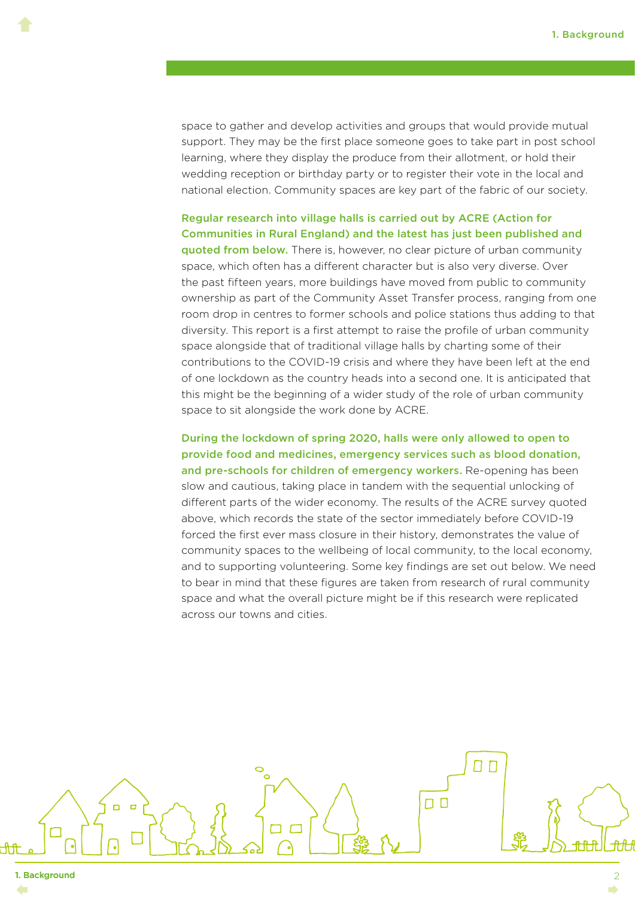space to gather and develop activities and groups that would provide mutual support. They may be the first place someone goes to take part in post school learning, where they display the produce from their allotment, or hold their wedding reception or birthday party or to register their vote in the local and national election. Community spaces are key part of the fabric of our society.

**Regular research into village halls is carried out by ACRE (Action for Communities in Rural England) and the latest has just been published and quoted from below.** There is, however, no clear picture of urban community space, which often has a different character but is also very diverse. Over the past fifteen years, more buildings have moved from public to community ownership as part of the Community Asset Transfer process, ranging from one room drop in centres to former schools and police stations thus adding to that diversity. This report is a first attempt to raise the profile of urban community space alongside that of traditional village halls by charting some of their contributions to the COVID-19 crisis and where they have been left at the end of one lockdown as the country heads into a second one. It is anticipated that this might be the beginning of a wider study of the role of urban community space to sit alongside the work done by ACRE.

**During the lockdown of spring 2020, halls were only allowed to open to provide food and medicines, emergency services such as blood donation, and pre-schools for children of emergency workers.** Re-opening has been slow and cautious, taking place in tandem with the sequential unlocking of different parts of the wider economy. The results of the ACRE survey quoted above, which records the state of the sector immediately before COVID-19 forced the first ever mass closure in their history, demonstrates the value of community spaces to the wellbeing of local community, to the local economy, and to supporting volunteering. Some key findings are set out below. We need to bear in mind that these figures are taken from research of rural community space and what the overall picture might be if this research were replicated across our towns and cities.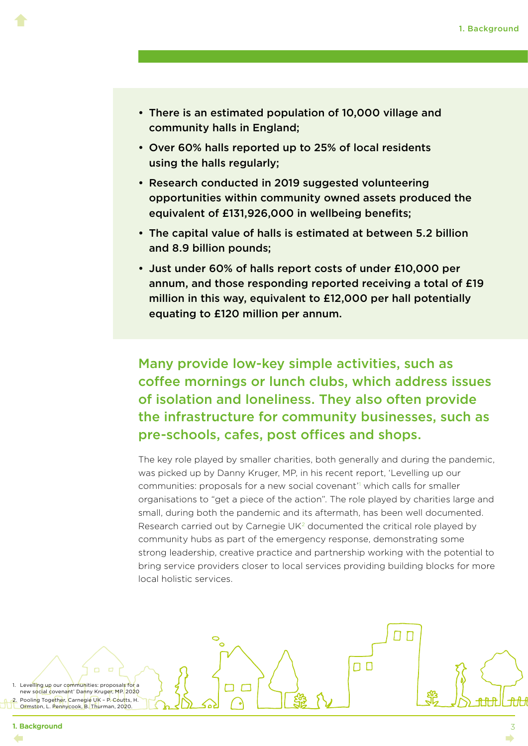- There is an estimated population of 10,000 village and community halls in England;
- Over 60% halls reported up to 25% of local residents using the halls regularly;
- Research conducted in 2019 suggested volunteering opportunities within community owned assets produced the equivalent of £131,926,000 in wellbeing benefits;
- The capital value of halls is estimated at between 5.2 billion and 8.9 billion pounds;
- Just under 60% of halls report costs of under £10,000 per annum, and those responding reported receiving a total of £19 million in this way, equivalent to £12,000 per hall potentially equating to £120 million per annum.

**Many provide low-key simple activities, such as coffee mornings or lunch clubs, which address issues of isolation and loneliness. They also often provide the infrastructure for community businesses, such as pre-schools, cafes, post offices and shops.**

The key role played by smaller charities, both generally and during the pandemic, was picked up by Danny Kruger, MP, in his recent report, 'Levelling up our communities: proposals for a new social covenant'[1] which calls for smaller organisations to "get a piece of the action". The role played by charities large and small, during both the pandemic and its aftermath, has been well documented. Research carried out by Carnegie UK[2] documented the critical role played by community hubs as part of the emergency response, demonstrating some strong leadership, creative practice and partnership working with the potential to bring service providers closer to local services providing building blocks for more local holistic services.

1. Levelling up our communities: proposals for a new social covenant' Danny Kruger, MP. 2020
2. Pooling Together, Carnegie UK – P. Coutts, H. Ormston, L. Pennycook, B. Thurman, 2020.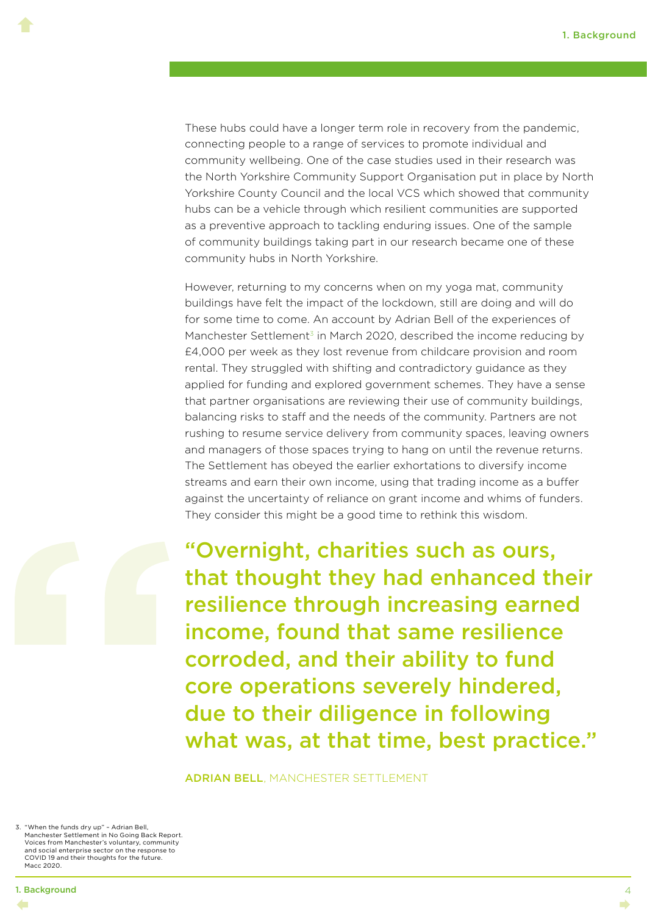These hubs could have a longer term role in recovery from the pandemic, connecting people to a range of services to promote individual and community wellbeing. One of the case studies used in their research was the North Yorkshire Community Support Organisation put in place by North Yorkshire County Council and the local VCS which showed that community hubs can be a vehicle through which resilient communities are supported as a preventive approach to tackling enduring issues. One of the sample of community buildings taking part in our research became one of these community hubs in North Yorkshire.

However, returning to my concerns when on my yoga mat, community buildings have felt the impact of the lockdown, still are doing and will do for some time to come. An account by Adrian Bell of the experiences of Manchester Settlement[3] in March 2020, described the income reducing by £4,000 per week as they lost revenue from childcare provision and room rental. They struggled with shifting and contradictory guidance as they applied for funding and explored government schemes. They have a sense that partner organisations are reviewing their use of community buildings, balancing risks to staff and the needs of the community. Partners are not rushing to resume service delivery from community spaces, leaving owners and managers of those spaces trying to hang on until the revenue returns. The Settlement has obeyed the earlier exhortations to diversify income streams and earn their own income, using that trading income as a buffer against the uncertainty of reliance on grant income and whims of funders. They consider this might be a good time to rethink this wisdom.

> **"Overnight, charities such as ours, that thought they had enhanced their resilience through increasing earned income, found that same resilience corroded, and their ability to fund core operations severely hindered, due to their diligence in following what was, at that time, best practice."**
>
> **ADRIAN BELL**, MANCHESTER SETTLEMENT

3. "When the funds dry up" – Adrian Bell, Manchester Settlement in No Going Back Report. Voices from Manchester's voluntary, community and social enterprise sector on the response to COVID 19 and their thoughts for the future. Macc 2020.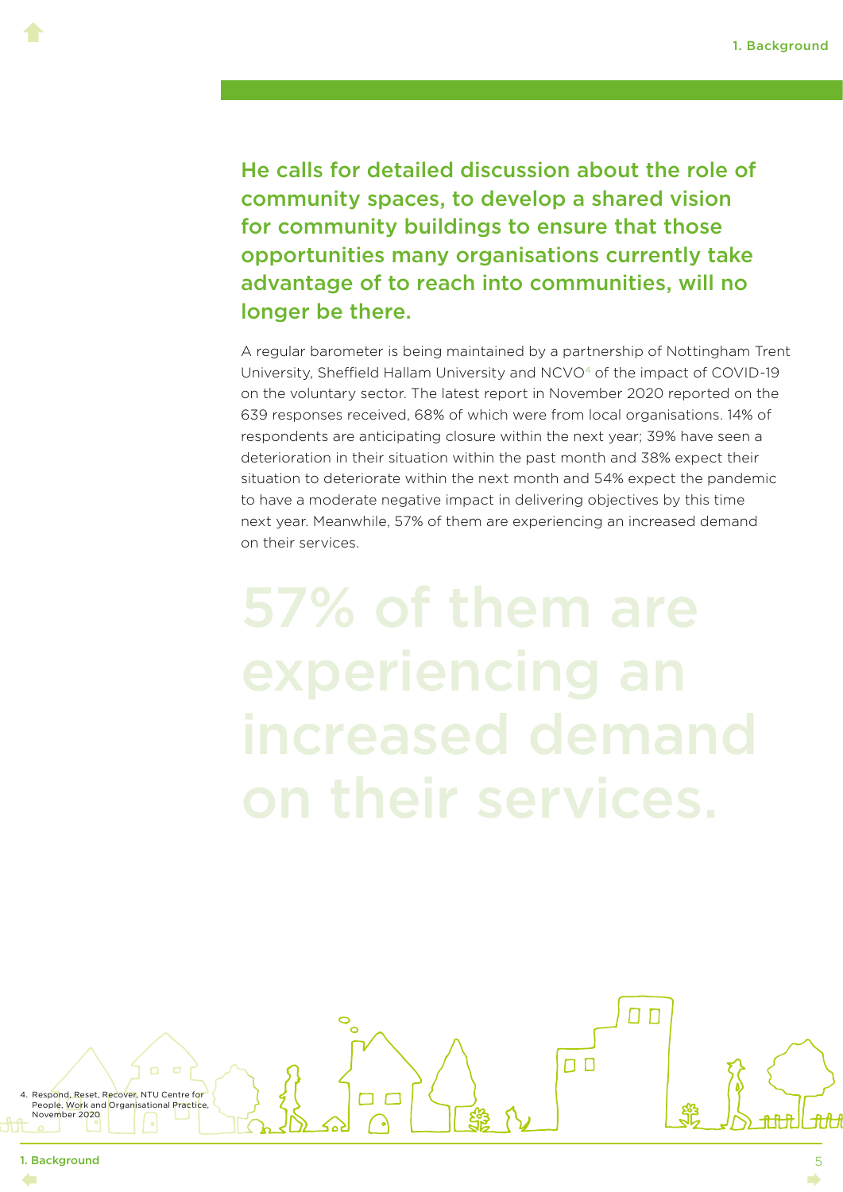**He calls for detailed discussion about the role of community spaces, to develop a shared vision for community buildings to ensure that those opportunities many organisations currently take advantage of to reach into communities, will no longer be there.**

A regular barometer is being maintained by a partnership of Nottingham Trent University, Sheffield Hallam University and NCVO[4] of the impact of COVID-19 on the voluntary sector. The latest report in November 2020 reported on the 639 responses received, 68% of which were from local organisations. 14% of respondents are anticipating closure within the next year; 39% have seen a deterioration in their situation within the past month and 38% expect their situation to deteriorate within the next month and 54% expect the pandemic to have a moderate negative impact in delivering objectives by this time next year. Meanwhile, 57% of them are experiencing an increased demand on their services.

57% of them are experiencing an increased demand on their services.

4. Respond, Reset, Recover, NTU Centre for People, Work and Organisational Practice, November 2020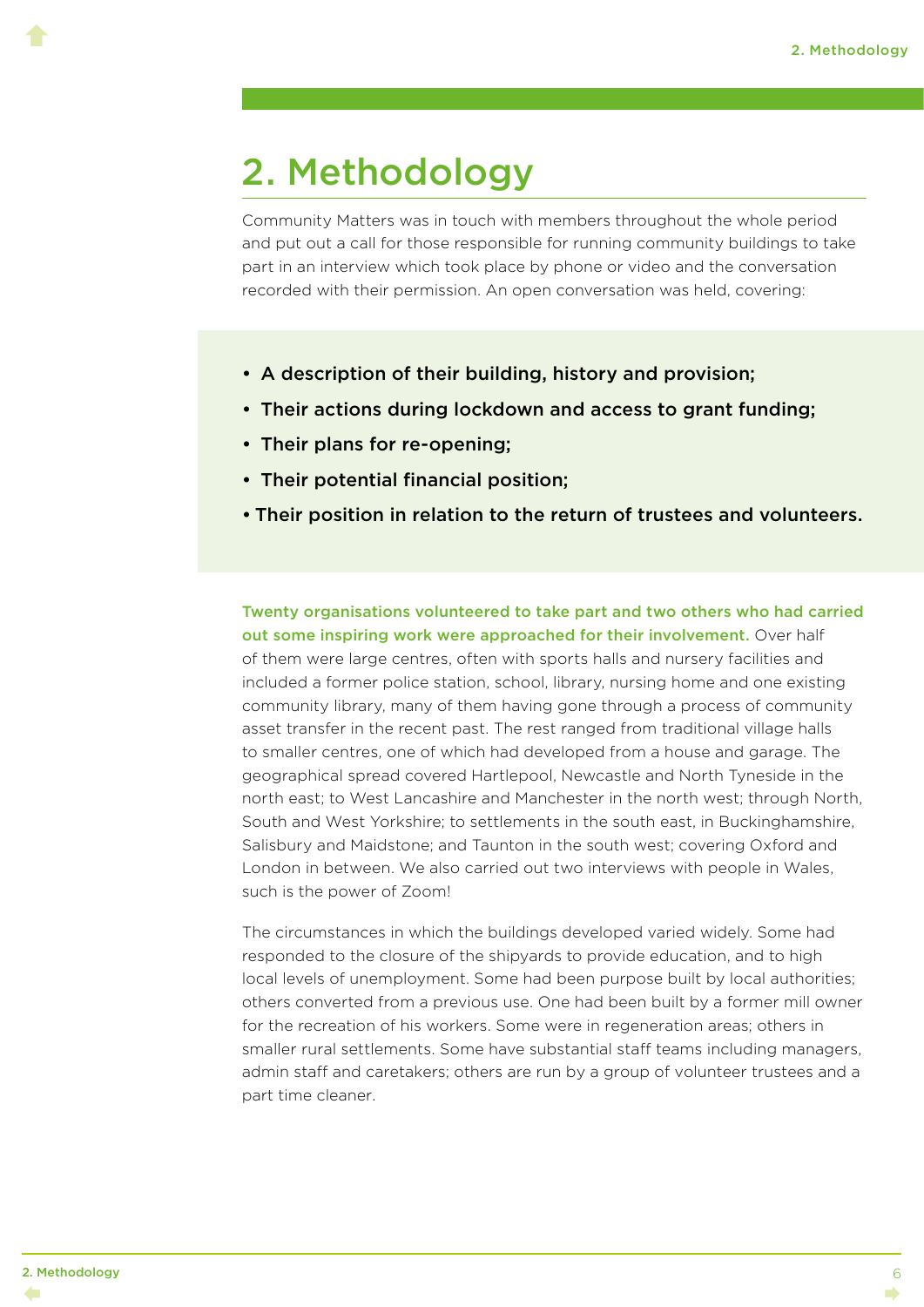# 2. Methodology

Community Matters was in touch with members throughout the whole period and put out a call for those responsible for running community buildings to take part in an interview which took place by phone or video and the conversation recorded with their permission. An open conversation was held, covering:

- **A description of their building, history and provision;**
- **Their actions during lockdown and access to grant funding;**
- **Their plans for re-opening;**
- **Their potential financial position;**
- **Their position in relation to the return of trustees and volunteers.**

**Twenty organisations volunteered to take part and two others who had carried out some inspiring work were approached for their involvement.** Over half of them were large centres, often with sports halls and nursery facilities and included a former police station, school, library, nursing home and one existing community library, many of them having gone through a process of community asset transfer in the recent past. The rest ranged from traditional village halls to smaller centres, one of which had developed from a house and garage. The geographical spread covered Hartlepool, Newcastle and North Tyneside in the north east; to West Lancashire and Manchester in the north west; through North, South and West Yorkshire; to settlements in the south east, in Buckinghamshire, Salisbury and Maidstone; and Taunton in the south west; covering Oxford and London in between. We also carried out two interviews with people in Wales, such is the power of Zoom!

The circumstances in which the buildings developed varied widely. Some had responded to the closure of the shipyards to provide education, and to high local levels of unemployment. Some had been purpose built by local authorities; others converted from a previous use. One had been built by a former mill owner for the recreation of his workers. Some were in regeneration areas; others in smaller rural settlements. Some have substantial staff teams including managers, admin staff and caretakers; others are run by a group of volunteer trustees and a part time cleaner.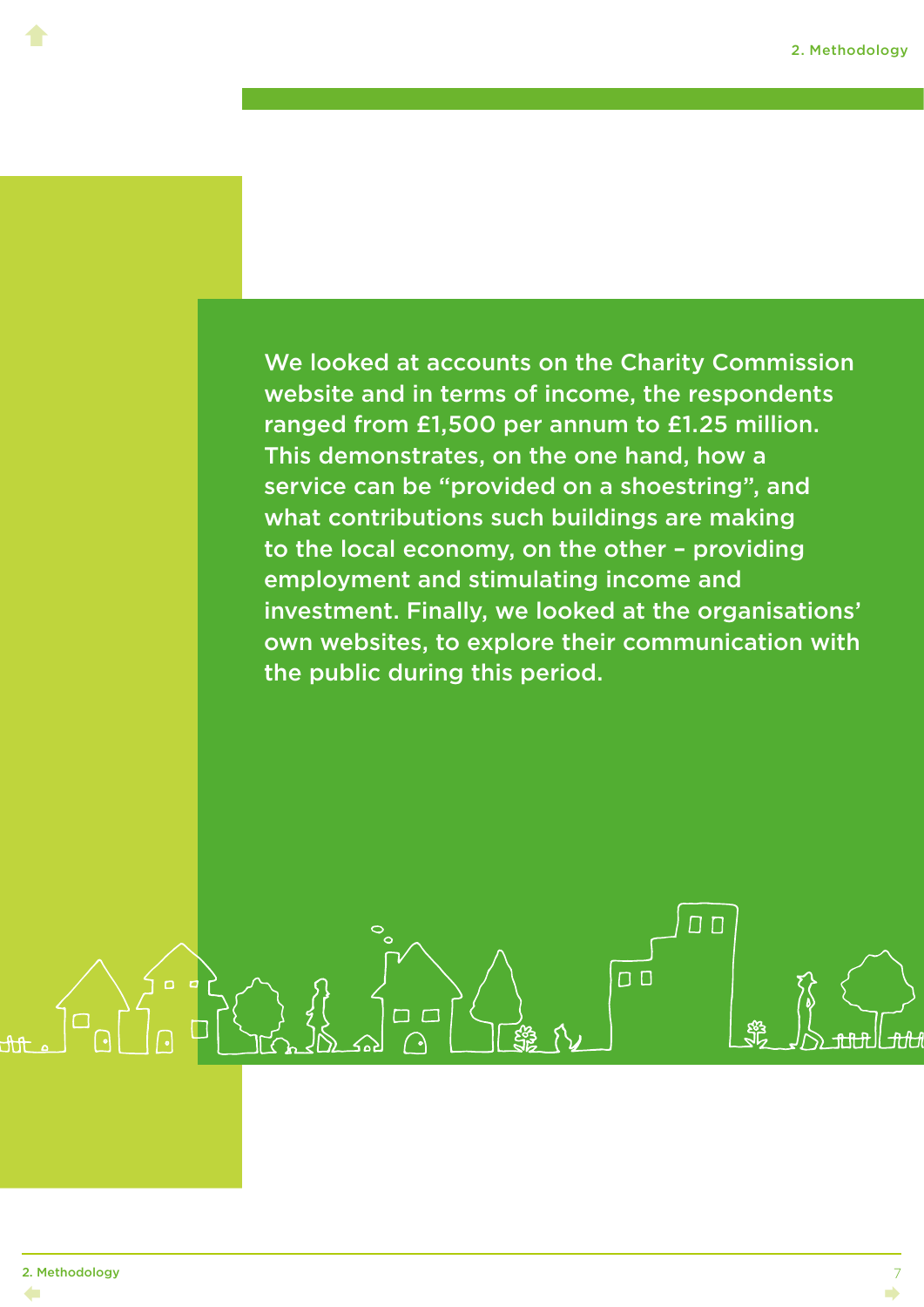We looked at accounts on the Charity Commission website and in terms of income, the respondents ranged from £1,500 per annum to £1.25 million. This demonstrates, on the one hand, how a service can be "provided on a shoestring", and what contributions such buildings are making to the local economy, on the other – providing employment and stimulating income and investment. Finally, we looked at the organisations' own websites, to explore their communication with the public during this period.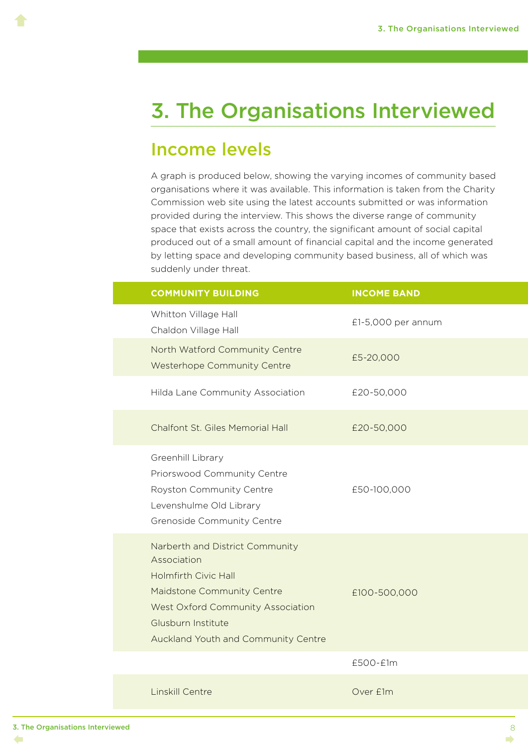# 3. The Organisations Interviewed

## Income levels

A graph is produced below, showing the varying incomes of community based organisations where it was available. This information is taken from the Charity Commission web site using the latest accounts submitted or was information provided during the interview. This shows the diverse range of community space that exists across the country, the significant amount of social capital produced out of a small amount of financial capital and the income generated by letting space and developing community based business, all of which was suddenly under threat.

| COMMUNITY BUILDING | INCOME BAND |
|---|---|
| Whitton Village Hall<br>Chaldon Village Hall | £1-5,000 per annum |
| North Watford Community Centre<br>Westerhope Community Centre | £5-20,000 |
| Hilda Lane Community Association | £20-50,000 |
| Chalfont St. Giles Memorial Hall | £20-50,000 |
| Greenhill Library<br>Priorswood Community Centre<br>Royston Community Centre<br>Levenshulme Old Library<br>Grenoside Community Centre | £50-100,000 |
| Narberth and District Community Association<br>Holmfirth Civic Hall<br>Maidstone Community Centre<br>West Oxford Community Association<br>Glusburn Institute<br>Auckland Youth and Community Centre | £100-500,000 |
| | £500-£1m |
| Linskill Centre | Over £1m |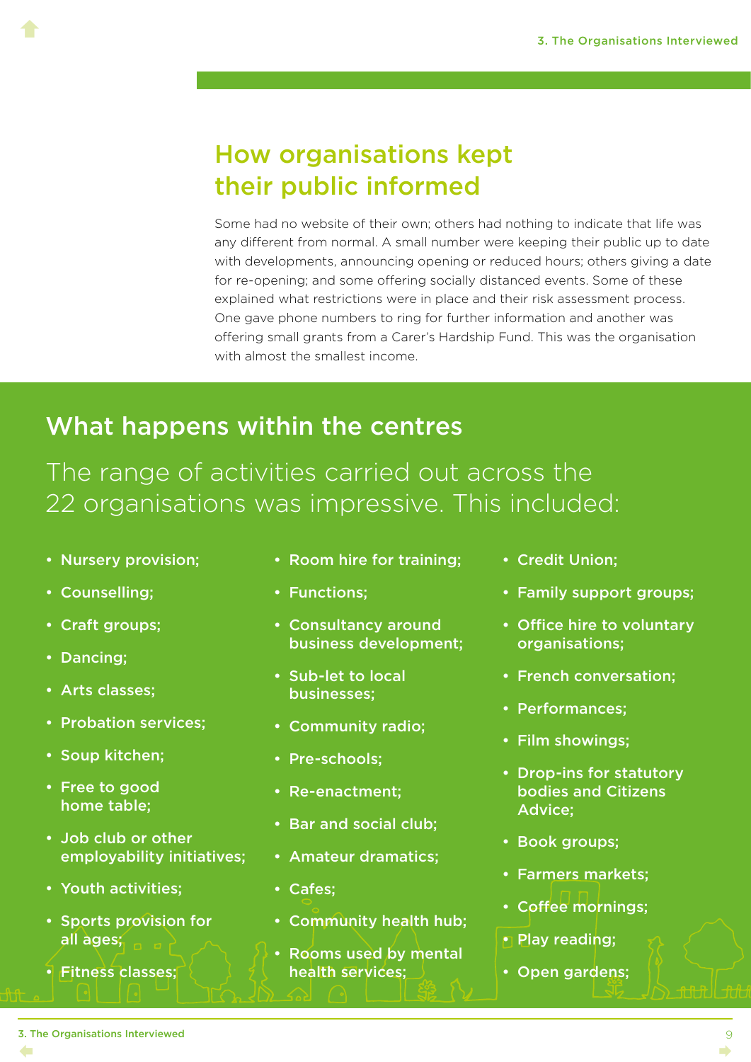## How organisations kept their public informed

Some had no website of their own; others had nothing to indicate that life was any different from normal. A small number were keeping their public up to date with developments, announcing opening or reduced hours; others giving a date for re-opening; and some offering socially distanced events. Some of these explained what restrictions were in place and their risk assessment process. One gave phone numbers to ring for further information and another was offering small grants from a Carer's Hardship Fund. This was the organisation with almost the smallest income.

## What happens within the centres

The range of activities carried out across the 22 organisations was impressive. This included:

- **Nursery provision;**
- **Counselling;**
- **Craft groups;**
- **Dancing;**
- **Arts classes;**
- **Probation services;**
- **Soup kitchen;**
- **Free to good home table;**
- **Job club or other employability initiatives;**
- **Youth activities;**
- **Sports provision for all ages;**
- **Fitness classes;**
- **Room hire for training;**
- **Functions;**
- **Consultancy around business development;**
- **Sub-let to local businesses;**
- **Community radio;**
- **Pre-schools;**
- **Re-enactment;**
- **Bar and social club;**
- **Amateur dramatics;**
- **Cafes;**
- **Community health hub;**
- **Rooms used by mental health services;**
- **Credit Union;**
- **Family support groups;**
- **Office hire to voluntary organisations;**
- **French conversation;**
- **Performances;**
- **Film showings;**
- **Drop-ins for statutory bodies and Citizens Advice;**
- **Book groups;**
- **Farmers markets;**
- **Coffee mornings;**
- **Play reading;**
- **Open gardens;**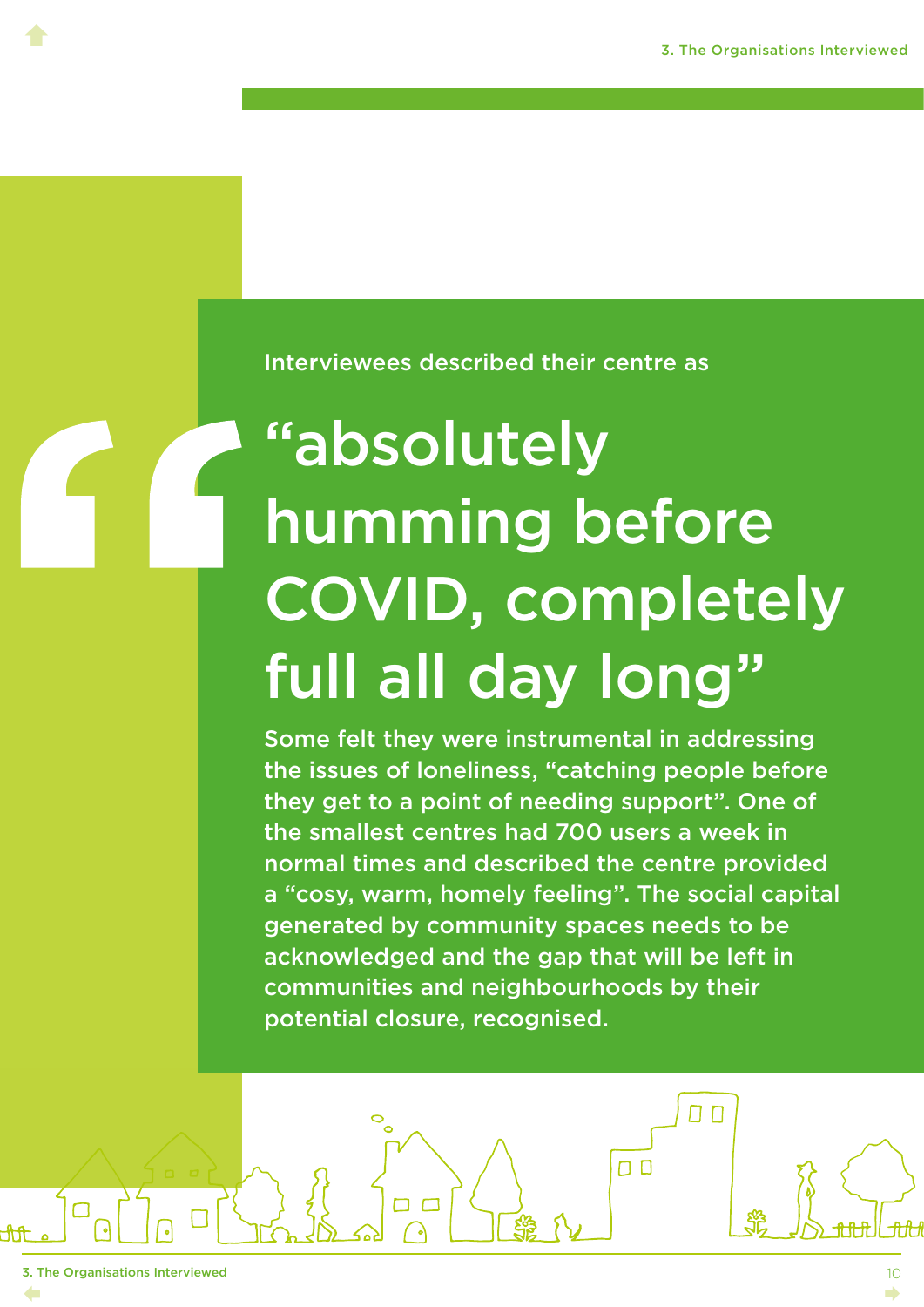Interviewees described their centre as

> “absolutely humming before COVID, completely full all day long”

Some felt they were instrumental in addressing the issues of loneliness, “catching people before they get to a point of needing support”. One of the smallest centres had 700 users a week in normal times and described the centre provided a “cosy, warm, homely feeling”. The social capital generated by community spaces needs to be acknowledged and the gap that will be left in communities and neighbourhoods by their potential closure, recognised.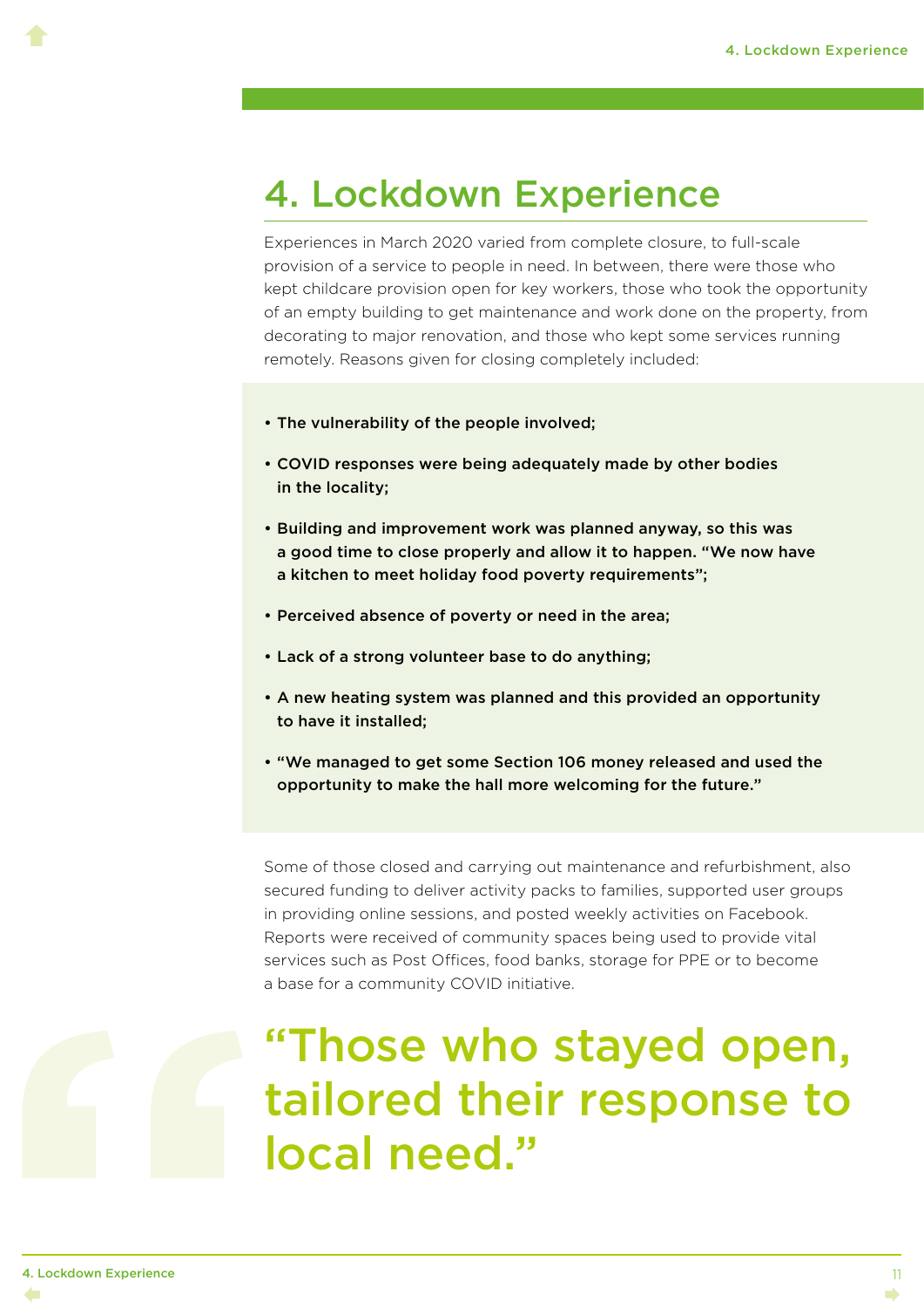# 4. Lockdown Experience

Experiences in March 2020 varied from complete closure, to full-scale provision of a service to people in need. In between, there were those who kept childcare provision open for key workers, those who took the opportunity of an empty building to get maintenance and work done on the property, from decorating to major renovation, and those who kept some services running remotely. Reasons given for closing completely included:

- **The vulnerability of the people involved;**
- **COVID responses were being adequately made by other bodies in the locality;**
- **Building and improvement work was planned anyway, so this was a good time to close properly and allow it to happen. "We now have a kitchen to meet holiday food poverty requirements";**
- **Perceived absence of poverty or need in the area;**
- **Lack of a strong volunteer base to do anything;**
- **A new heating system was planned and this provided an opportunity to have it installed;**
- **"We managed to get some Section 106 money released and used the opportunity to make the hall more welcoming for the future."**

Some of those closed and carrying out maintenance and refurbishment, also secured funding to deliver activity packs to families, supported user groups in providing online sessions, and posted weekly activities on Facebook. Reports were received of community spaces being used to provide vital services such as Post Offices, food banks, storage for PPE or to become a base for a community COVID initiative.

> **"Those who stayed open, tailored their response to local need."**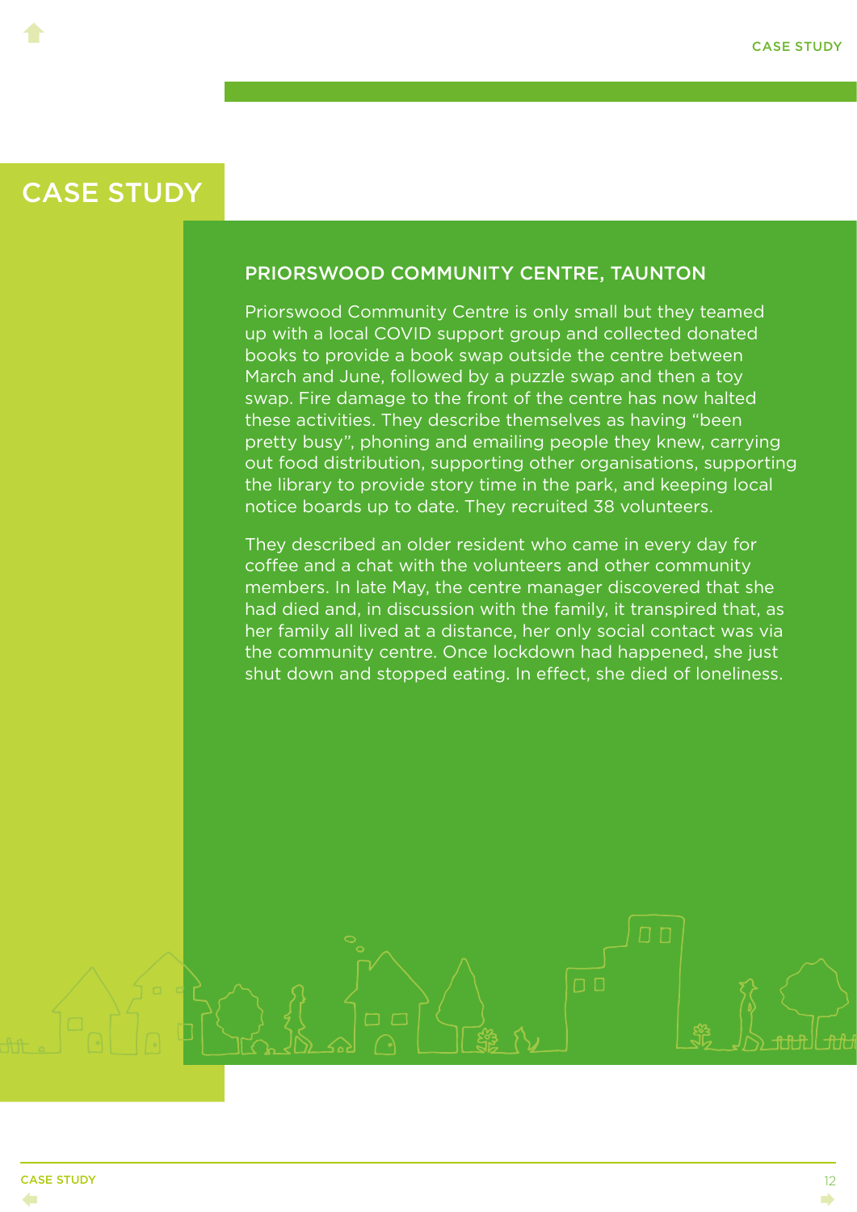# CASE STUDY

## PRIORSWOOD COMMUNITY CENTRE, TAUNTON

Priorswood Community Centre is only small but they teamed up with a local COVID support group and collected donated books to provide a book swap outside the centre between March and June, followed by a puzzle swap and then a toy swap. Fire damage to the front of the centre has now halted these activities. They describe themselves as having "been pretty busy", phoning and emailing people they knew, carrying out food distribution, supporting other organisations, supporting the library to provide story time in the park, and keeping local notice boards up to date. They recruited 38 volunteers.

They described an older resident who came in every day for coffee and a chat with the volunteers and other community members. In late May, the centre manager discovered that she had died and, in discussion with the family, it transpired that, as her family all lived at a distance, her only social contact was via the community centre. Once lockdown had happened, she just shut down and stopped eating. In effect, she died of loneliness.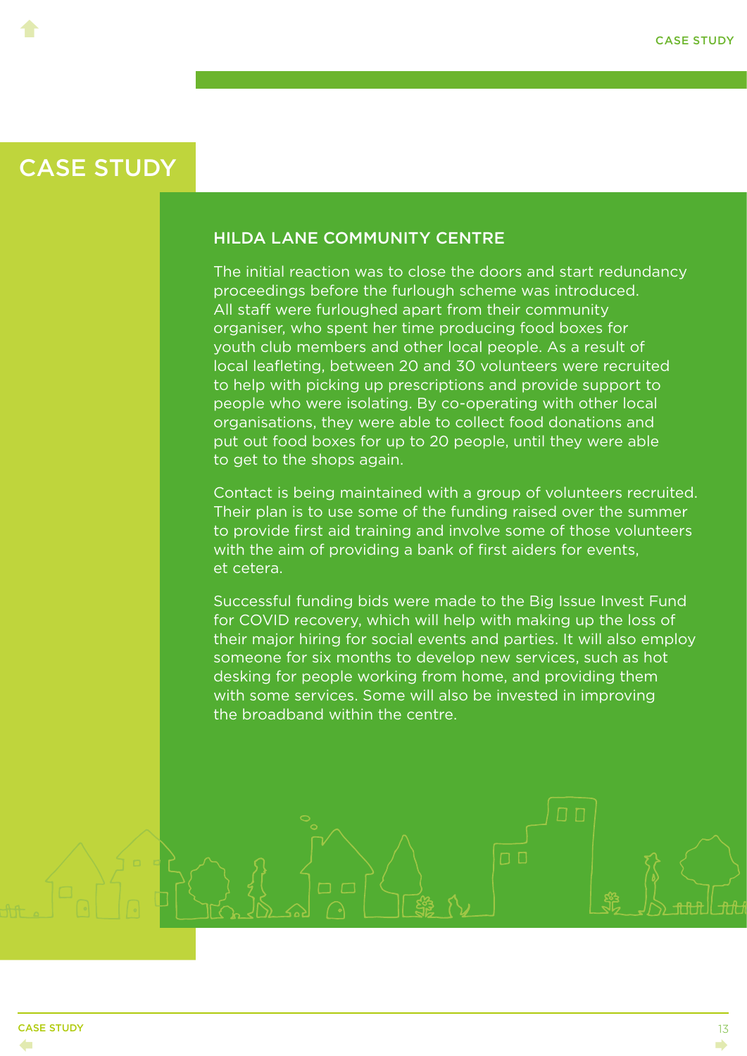# CASE STUDY

## HILDA LANE COMMUNITY CENTRE

The initial reaction was to close the doors and start redundancy proceedings before the furlough scheme was introduced. All staff were furloughed apart from their community organiser, who spent her time producing food boxes for youth club members and other local people. As a result of local leafleting, between 20 and 30 volunteers were recruited to help with picking up prescriptions and provide support to people who were isolating. By co-operating with other local organisations, they were able to collect food donations and put out food boxes for up to 20 people, until they were able to get to the shops again.

Contact is being maintained with a group of volunteers recruited. Their plan is to use some of the funding raised over the summer to provide first aid training and involve some of those volunteers with the aim of providing a bank of first aiders for events, et cetera.

Successful funding bids were made to the Big Issue Invest Fund for COVID recovery, which will help with making up the loss of their major hiring for social events and parties. It will also employ someone for six months to develop new services, such as hot desking for people working from home, and providing them with some services. Some will also be invested in improving the broadband within the centre.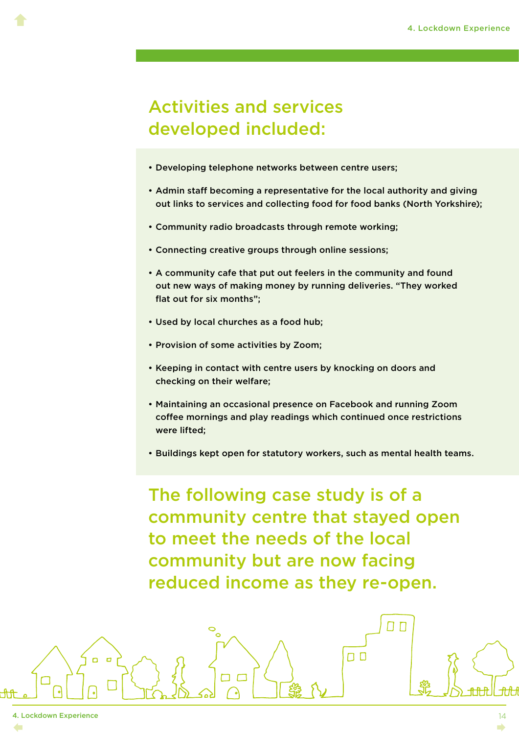## Activities and services developed included:

- Developing telephone networks between centre users;
- Admin staff becoming a representative for the local authority and giving out links to services and collecting food for food banks (North Yorkshire);
- Community radio broadcasts through remote working;
- Connecting creative groups through online sessions;
- A community cafe that put out feelers in the community and found out new ways of making money by running deliveries. “They worked flat out for six months”;
- Used by local churches as a food hub;
- Provision of some activities by Zoom;
- Keeping in contact with centre users by knocking on doors and checking on their welfare;
- Maintaining an occasional presence on Facebook and running Zoom coffee mornings and play readings which continued once restrictions were lifted;
- Buildings kept open for statutory workers, such as mental health teams.

## The following case study is of a community centre that stayed open to meet the needs of the local community but are now facing reduced income as they re-open.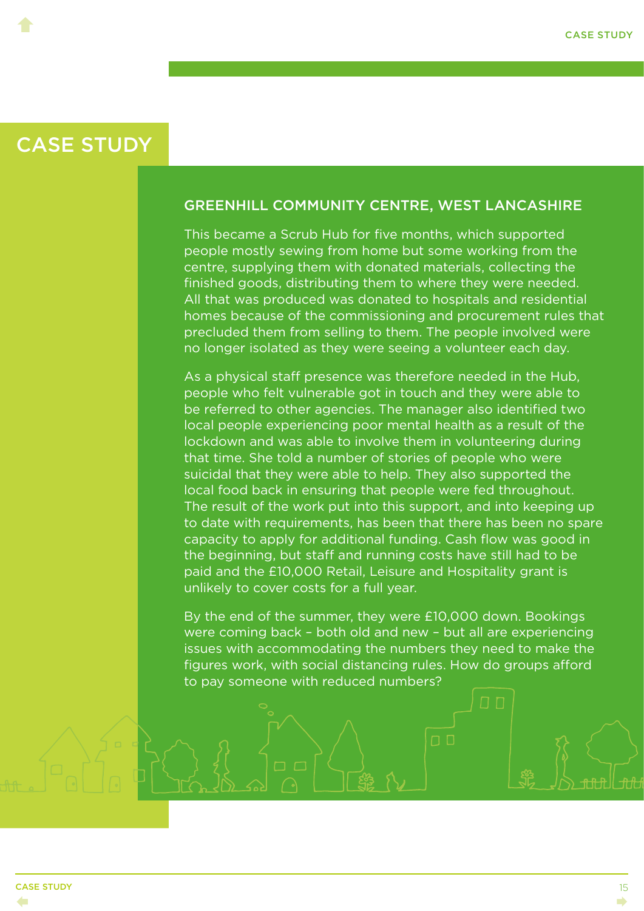# CASE STUDY

## GREENHILL COMMUNITY CENTRE, WEST LANCASHIRE

This became a Scrub Hub for five months, which supported people mostly sewing from home but some working from the centre, supplying them with donated materials, collecting the finished goods, distributing them to where they were needed. All that was produced was donated to hospitals and residential homes because of the commissioning and procurement rules that precluded them from selling to them. The people involved were no longer isolated as they were seeing a volunteer each day.

As a physical staff presence was therefore needed in the Hub, people who felt vulnerable got in touch and they were able to be referred to other agencies. The manager also identified two local people experiencing poor mental health as a result of the lockdown and was able to involve them in volunteering during that time. She told a number of stories of people who were suicidal that they were able to help. They also supported the local food back in ensuring that people were fed throughout. The result of the work put into this support, and into keeping up to date with requirements, has been that there has been no spare capacity to apply for additional funding. Cash flow was good in the beginning, but staff and running costs have still had to be paid and the £10,000 Retail, Leisure and Hospitality grant is unlikely to cover costs for a full year.

By the end of the summer, they were £10,000 down. Bookings were coming back – both old and new – but all are experiencing issues with accommodating the numbers they need to make the figures work, with social distancing rules. How do groups afford to pay someone with reduced numbers?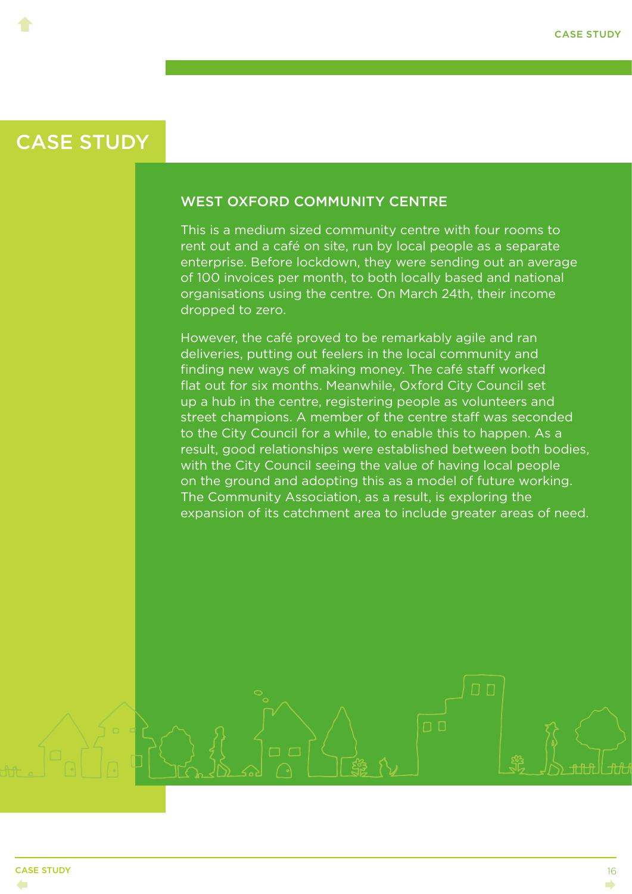# CASE STUDY

## WEST OXFORD COMMUNITY CENTRE

This is a medium sized community centre with four rooms to rent out and a café on site, run by local people as a separate enterprise. Before lockdown, they were sending out an average of 100 invoices per month, to both locally based and national organisations using the centre. On March 24th, their income dropped to zero.

However, the café proved to be remarkably agile and ran deliveries, putting out feelers in the local community and finding new ways of making money. The café staff worked flat out for six months. Meanwhile, Oxford City Council set up a hub in the centre, registering people as volunteers and street champions. A member of the centre staff was seconded to the City Council for a while, to enable this to happen. As a result, good relationships were established between both bodies, with the City Council seeing the value of having local people on the ground and adopting this as a model of future working. The Community Association, as a result, is exploring the expansion of its catchment area to include greater areas of need.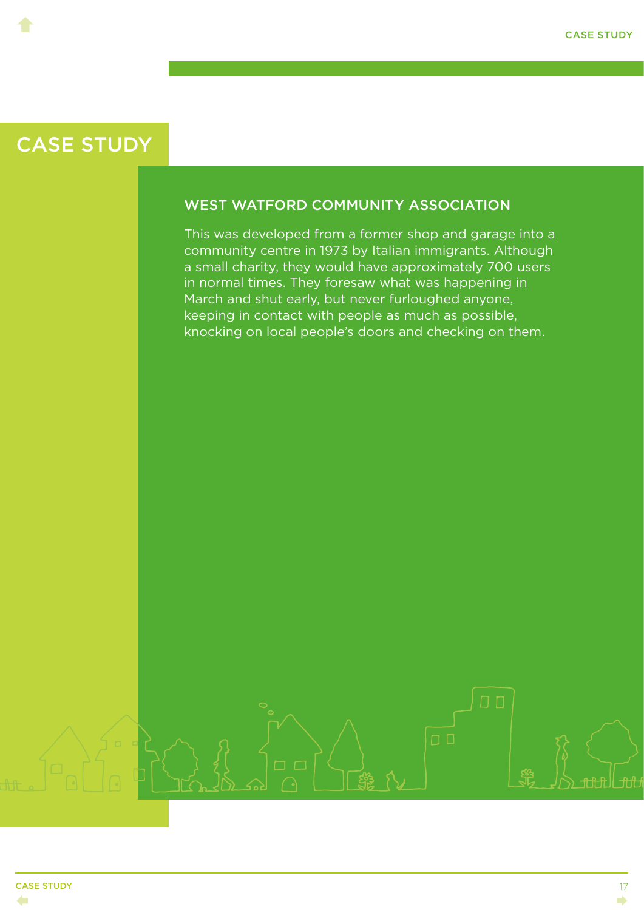# CASE STUDY

## WEST WATFORD COMMUNITY ASSOCIATION

This was developed from a former shop and garage into a community centre in 1973 by Italian immigrants. Although a small charity, they would have approximately 700 users in normal times. They foresaw what was happening in March and shut early, but never furloughed anyone, keeping in contact with people as much as possible, knocking on local people's doors and checking on them.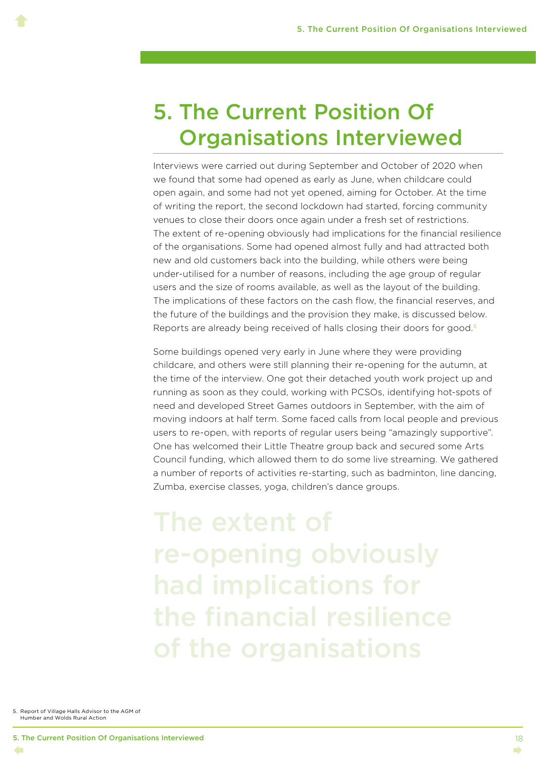# 5. The Current Position Of Organisations Interviewed

Interviews were carried out during September and October of 2020 when we found that some had opened as early as June, when childcare could open again, and some had not yet opened, aiming for October. At the time of writing the report, the second lockdown had started, forcing community venues to close their doors once again under a fresh set of restrictions. The extent of re-opening obviously had implications for the financial resilience of the organisations. Some had opened almost fully and had attracted both new and old customers back into the building, while others were being under-utilised for a number of reasons, including the age group of regular users and the size of rooms available, as well as the layout of the building. The implications of these factors on the cash flow, the financial reserves, and the future of the buildings and the provision they make, is discussed below. Reports are already being received of halls closing their doors for good.[5]

Some buildings opened very early in June where they were providing childcare, and others were still planning their re-opening for the autumn, at the time of the interview. One got their detached youth work project up and running as soon as they could, working with PCSOs, identifying hot-spots of need and developed Street Games outdoors in September, with the aim of moving indoors at half term. Some faced calls from local people and previous users to re-open, with reports of regular users being "amazingly supportive". One has welcomed their Little Theatre group back and secured some Arts Council funding, which allowed them to do some live streaming. We gathered a number of reports of activities re-starting, such as badminton, line dancing, Zumba, exercise classes, yoga, children's dance groups.

**The extent of re-opening obviously had implications for the financial resilience of the organisations**

5. Report of Village Halls Advisor to the AGM of Humber and Wolds Rural Action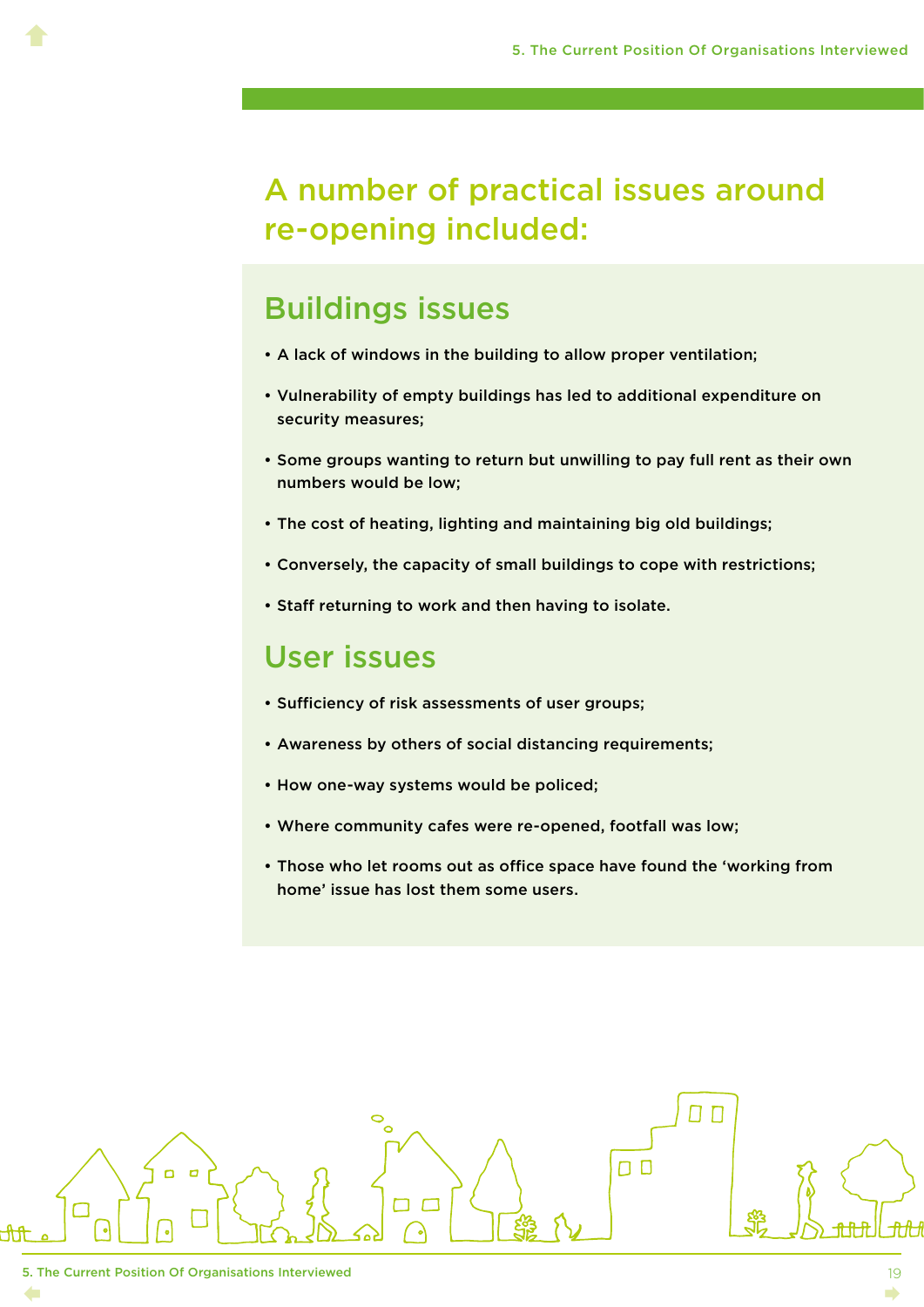## A number of practical issues around re-opening included:

### Buildings issues

- A lack of windows in the building to allow proper ventilation;
- Vulnerability of empty buildings has led to additional expenditure on security measures;
- Some groups wanting to return but unwilling to pay full rent as their own numbers would be low;
- The cost of heating, lighting and maintaining big old buildings;
- Conversely, the capacity of small buildings to cope with restrictions;
- Staff returning to work and then having to isolate.

### User issues

- Sufficiency of risk assessments of user groups;
- Awareness by others of social distancing requirements;
- How one-way systems would be policed;
- Where community cafes were re-opened, footfall was low;
- Those who let rooms out as office space have found the ‘working from home’ issue has lost them some users.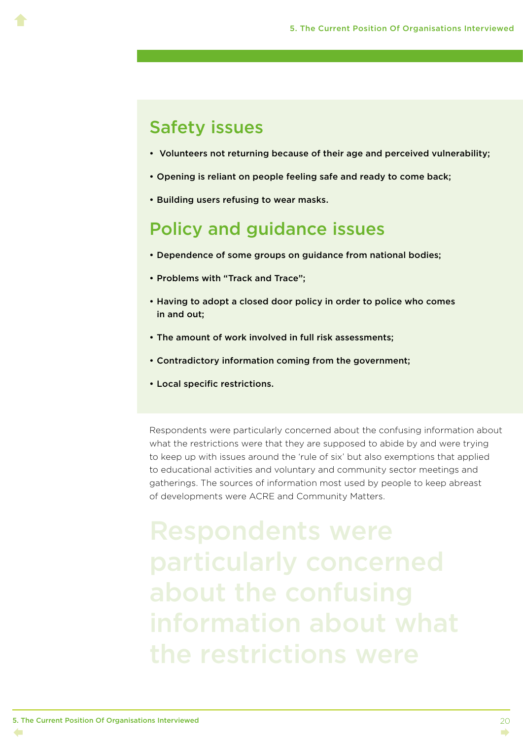## Safety issues

- Volunteers not returning because of their age and perceived vulnerability;
- Opening is reliant on people feeling safe and ready to come back;
- Building users refusing to wear masks.

## Policy and guidance issues

- Dependence of some groups on guidance from national bodies;
- Problems with "Track and Trace";
- Having to adopt a closed door policy in order to police who comes in and out;
- The amount of work involved in full risk assessments;
- Contradictory information coming from the government;
- Local specific restrictions.

Respondents were particularly concerned about the confusing information about what the restrictions were that they are supposed to abide by and were trying to keep up with issues around the 'rule of six' but also exemptions that applied to educational activities and voluntary and community sector meetings and gatherings. The sources of information most used by people to keep abreast of developments were ACRE and Community Matters.

Respondents were particularly concerned about the confusing information about what the restrictions were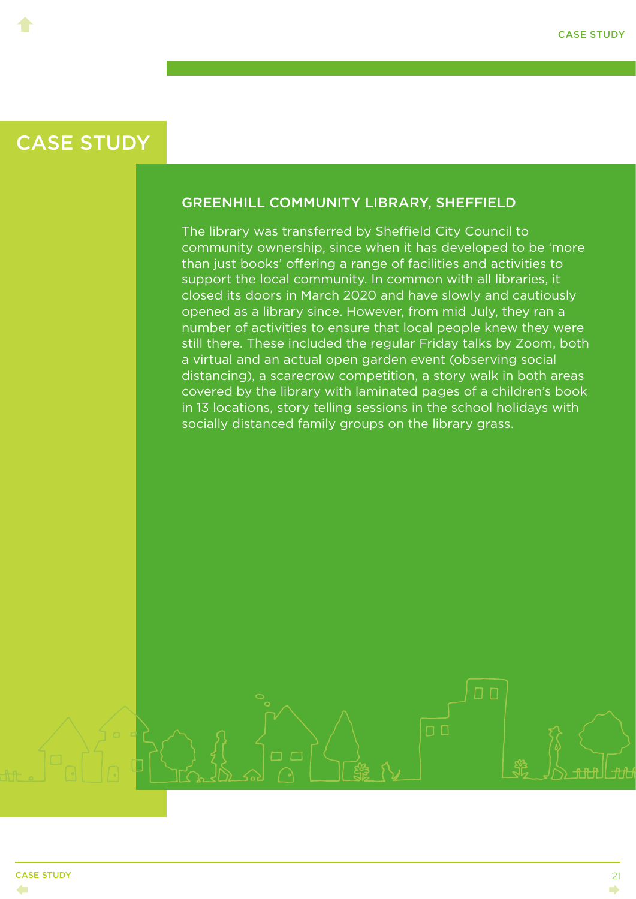# CASE STUDY

## GREENHILL COMMUNITY LIBRARY, SHEFFIELD

The library was transferred by Sheffield City Council to community ownership, since when it has developed to be 'more than just books' offering a range of facilities and activities to support the local community. In common with all libraries, it closed its doors in March 2020 and have slowly and cautiously opened as a library since. However, from mid July, they ran a number of activities to ensure that local people knew they were still there. These included the regular Friday talks by Zoom, both a virtual and an actual open garden event (observing social distancing), a scarecrow competition, a story walk in both areas covered by the library with laminated pages of a children's book in 13 locations, story telling sessions in the school holidays with socially distanced family groups on the library grass.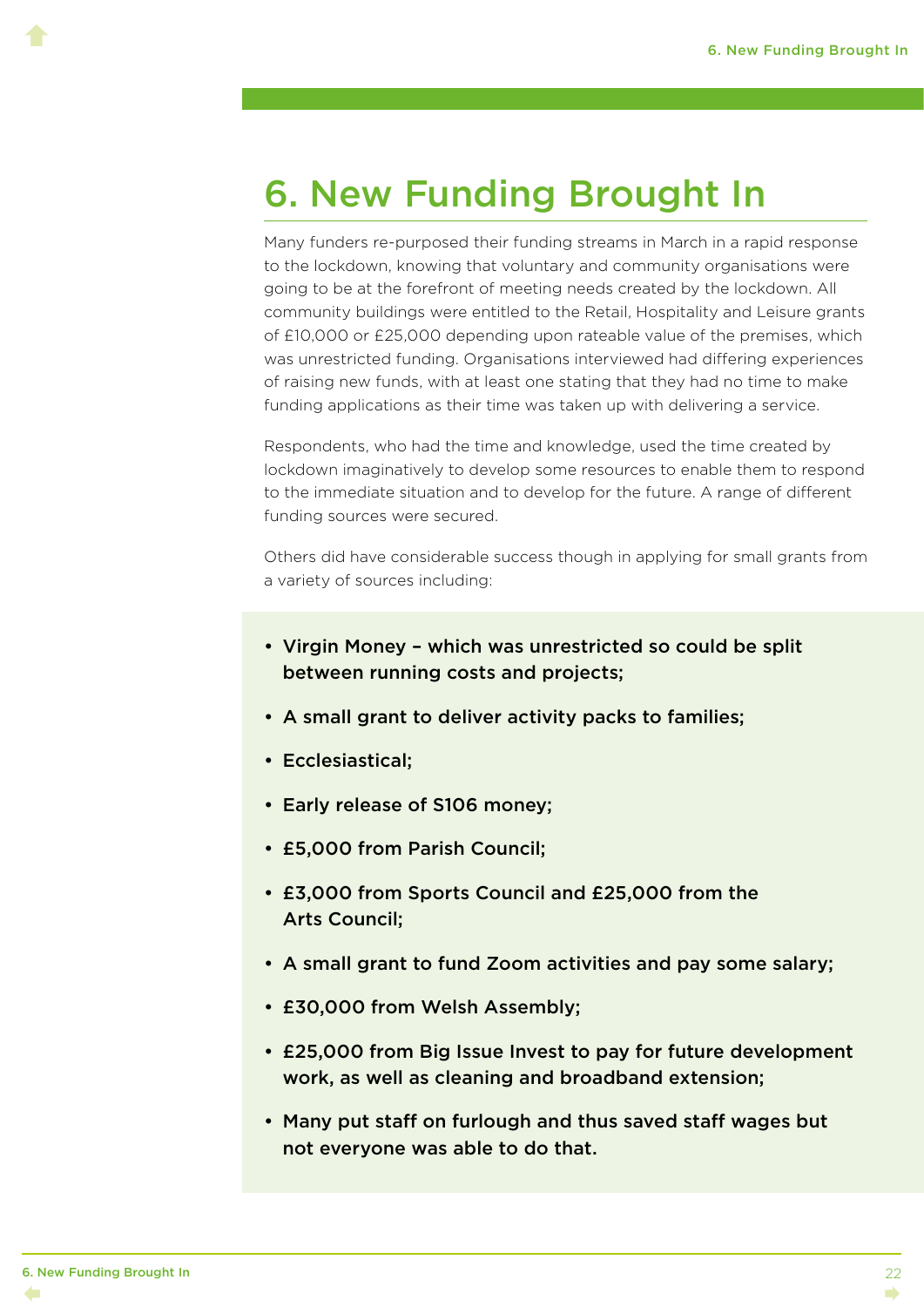# 6. New Funding Brought In

Many funders re-purposed their funding streams in March in a rapid response to the lockdown, knowing that voluntary and community organisations were going to be at the forefront of meeting needs created by the lockdown. All community buildings were entitled to the Retail, Hospitality and Leisure grants of £10,000 or £25,000 depending upon rateable value of the premises, which was unrestricted funding. Organisations interviewed had differing experiences of raising new funds, with at least one stating that they had no time to make funding applications as their time was taken up with delivering a service.

Respondents, who had the time and knowledge, used the time created by lockdown imaginatively to develop some resources to enable them to respond to the immediate situation and to develop for the future. A range of different funding sources were secured.

Others did have considerable success though in applying for small grants from a variety of sources including:

- **Virgin Money – which was unrestricted so could be split between running costs and projects;**
- **A small grant to deliver activity packs to families;**
- **Ecclesiastical;**
- **Early release of S106 money;**
- **£5,000 from Parish Council;**
- **£3,000 from Sports Council and £25,000 from the Arts Council;**
- **A small grant to fund Zoom activities and pay some salary;**
- **£30,000 from Welsh Assembly;**
- **£25,000 from Big Issue Invest to pay for future development work, as well as cleaning and broadband extension;**
- **Many put staff on furlough and thus saved staff wages but not everyone was able to do that.**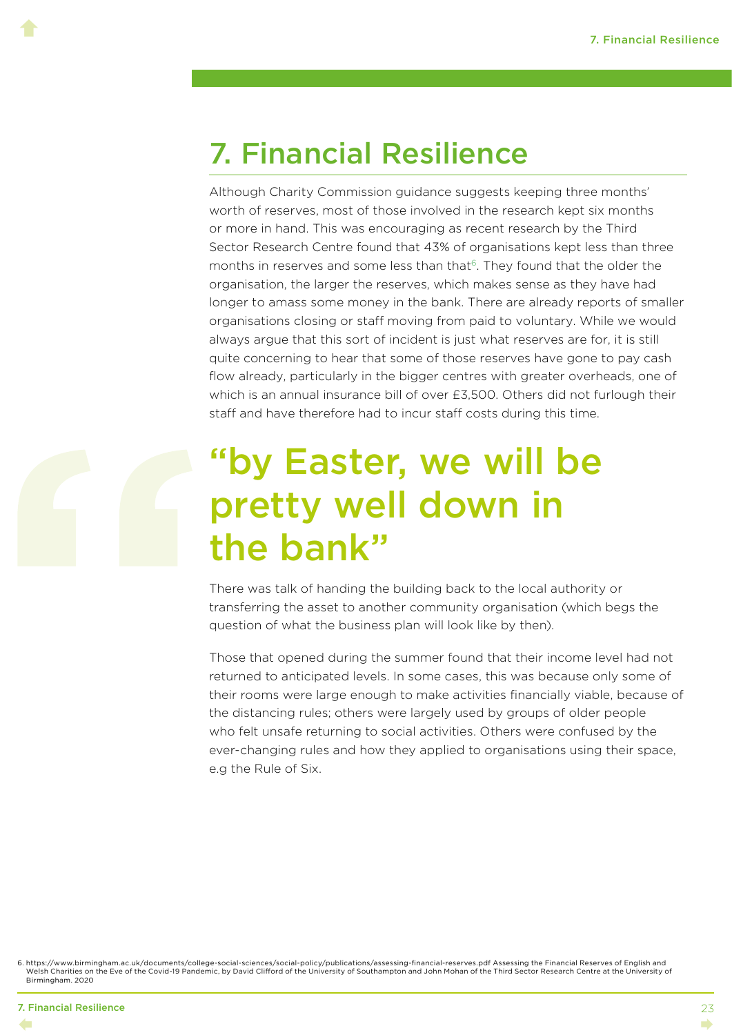# 7. Financial Resilience

Although Charity Commission guidance suggests keeping three months' worth of reserves, most of those involved in the research kept six months or more in hand. This was encouraging as recent research by the Third Sector Research Centre found that 43% of organisations kept less than three months in reserves and some less than that[6]. They found that the older the organisation, the larger the reserves, which makes sense as they have had longer to amass some money in the bank. There are already reports of smaller organisations closing or staff moving from paid to voluntary. While we would always argue that this sort of incident is just what reserves are for, it is still quite concerning to hear that some of those reserves have gone to pay cash flow already, particularly in the bigger centres with greater overheads, one of which is an annual insurance bill of over £3,500. Others did not furlough their staff and have therefore had to incur staff costs during this time.

> **"by Easter, we will be pretty well down in the bank"**

There was talk of handing the building back to the local authority or transferring the asset to another community organisation (which begs the question of what the business plan will look like by then).

Those that opened during the summer found that their income level had not returned to anticipated levels. In some cases, this was because only some of their rooms were large enough to make activities financially viable, because of the distancing rules; others were largely used by groups of older people who felt unsafe returning to social activities. Others were confused by the ever-changing rules and how they applied to organisations using their space, e.g the Rule of Six.

6. https://www.birmingham.ac.uk/documents/college-social-sciences/social-policy/publications/assessing-financial-reserves.pdf Assessing the Financial Reserves of English and Welsh Charities on the Eve of the Covid-19 Pandemic, by David Clifford of the University of Southampton and John Mohan of the Third Sector Research Centre at the University of Birmingham. 2020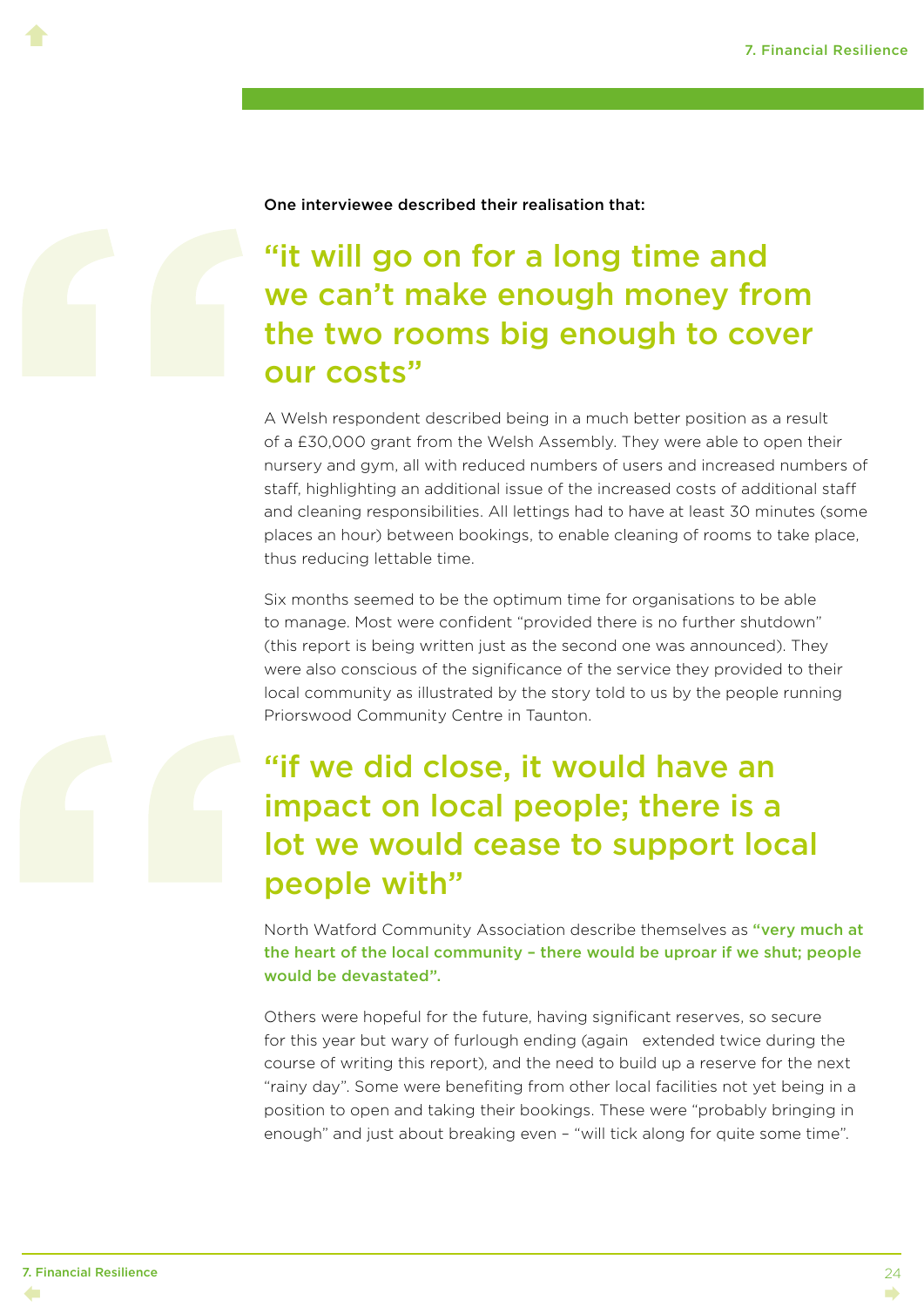One interviewee described their realisation that:

> "it will go on for a long time and we can't make enough money from the two rooms big enough to cover our costs"

A Welsh respondent described being in a much better position as a result of a £30,000 grant from the Welsh Assembly. They were able to open their nursery and gym, all with reduced numbers of users and increased numbers of staff, highlighting an additional issue of the increased costs of additional staff and cleaning responsibilities. All lettings had to have at least 30 minutes (some places an hour) between bookings, to enable cleaning of rooms to take place, thus reducing lettable time.

Six months seemed to be the optimum time for organisations to be able to manage. Most were confident "provided there is no further shutdown" (this report is being written just as the second one was announced). They were also conscious of the significance of the service they provided to their local community as illustrated by the story told to us by the people running Priorswood Community Centre in Taunton.

> "if we did close, it would have an impact on local people; there is a lot we would cease to support local people with"

North Watford Community Association describe themselves as **"very much at the heart of the local community – there would be uproar if we shut; people would be devastated".**

Others were hopeful for the future, having significant reserves, so secure for this year but wary of furlough ending (again extended twice during the course of writing this report), and the need to build up a reserve for the next "rainy day". Some were benefiting from other local facilities not yet being in a position to open and taking their bookings. These were "probably bringing in enough" and just about breaking even – "will tick along for quite some time".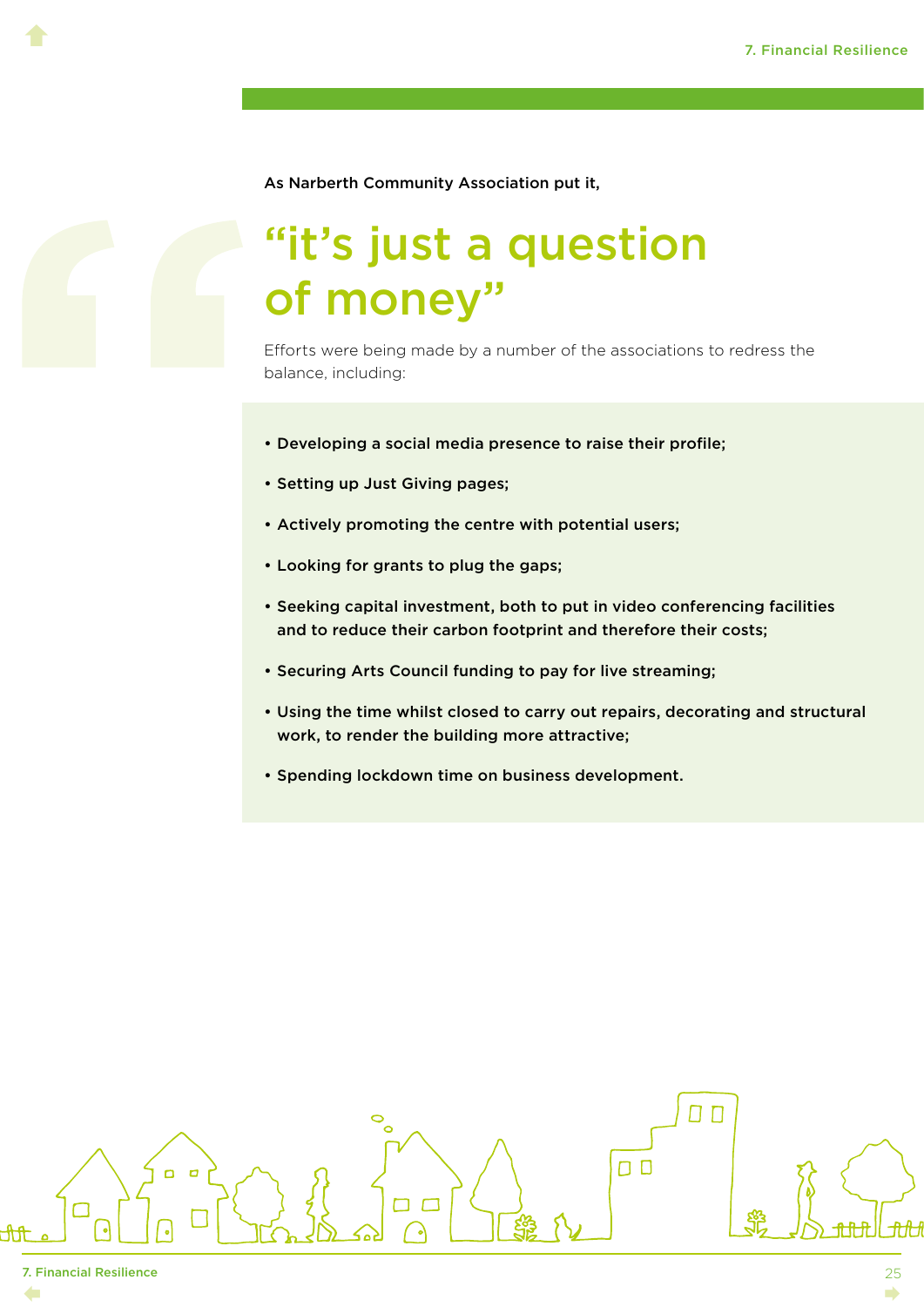As Narberth Community Association put it,

## “it’s just a question of money”

Efforts were being made by a number of the associations to redress the balance, including:

- **Developing a social media presence to raise their profile;**
- **Setting up Just Giving pages;**
- **Actively promoting the centre with potential users;**
- **Looking for grants to plug the gaps;**
- **Seeking capital investment, both to put in video conferencing facilities and to reduce their carbon footprint and therefore their costs;**
- **Securing Arts Council funding to pay for live streaming;**
- **Using the time whilst closed to carry out repairs, decorating and structural work, to render the building more attractive;**
- **Spending lockdown time on business development.**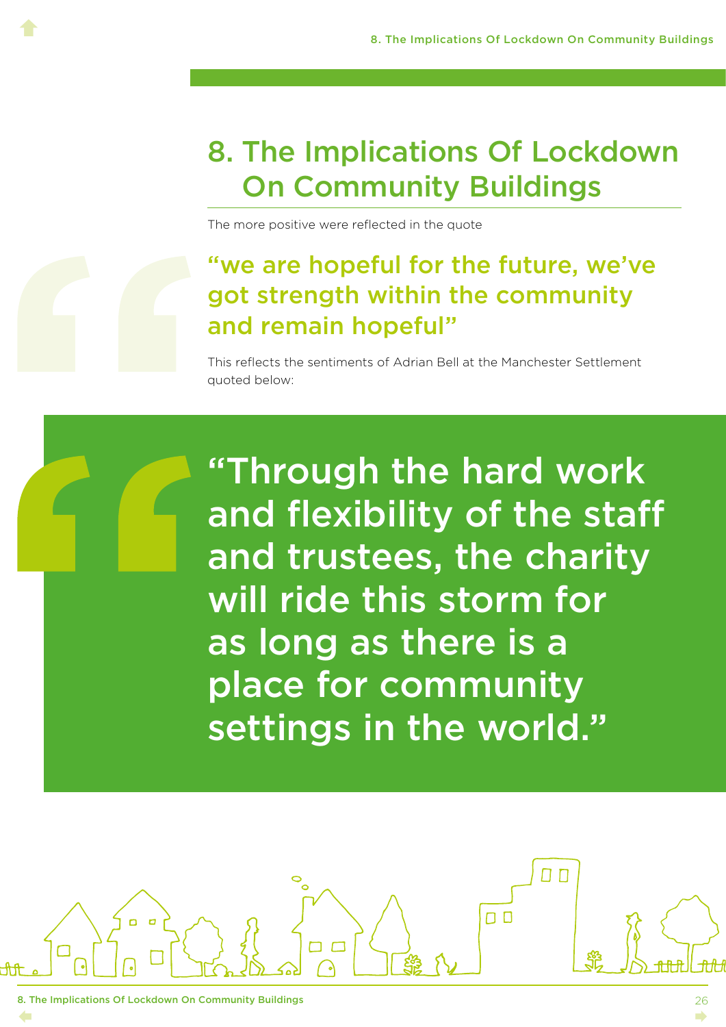# 8. The Implications Of Lockdown On Community Buildings

The more positive were reflected in the quote

**"we are hopeful for the future, we've got strength within the community and remain hopeful"**

This reflects the sentiments of Adrian Bell at the Manchester Settlement quoted below:

**"Through the hard work and flexibility of the staff and trustees, the charity will ride this storm for as long as there is a place for community settings in the world."**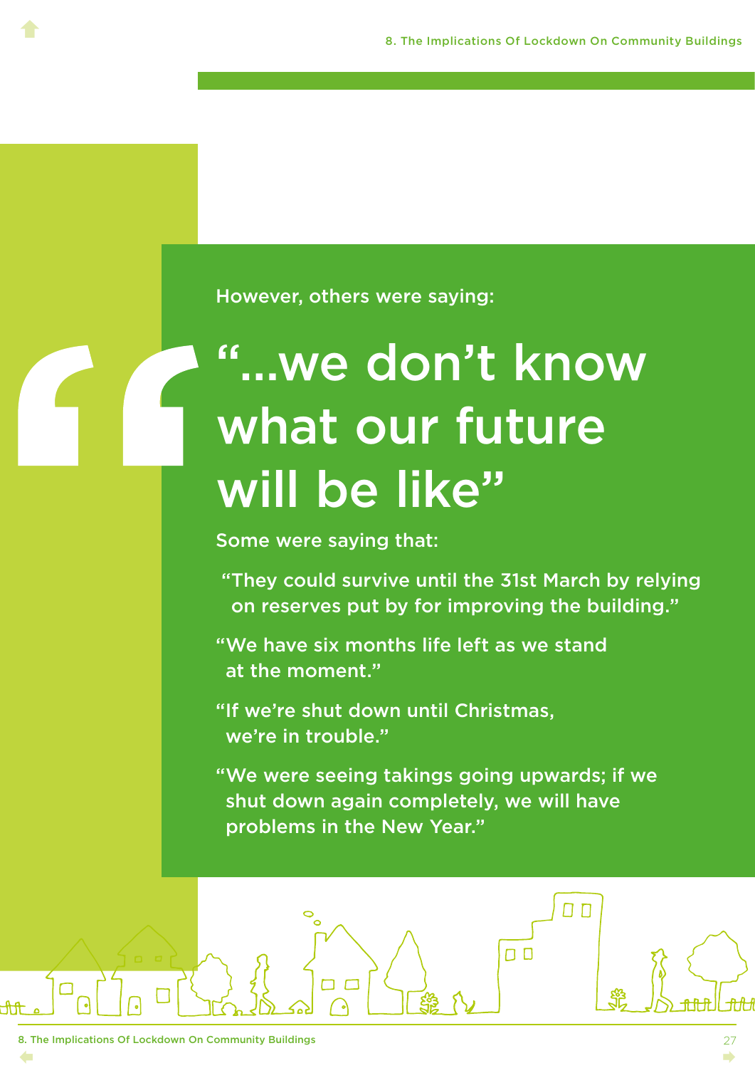However, others were saying:

# "...we don't know what our future will be like"

Some were saying that:

"They could survive until the 31st March by relying on reserves put by for improving the building."

"We have six months life left as we stand at the moment."

"If we're shut down until Christmas, we're in trouble."

"We were seeing takings going upwards; if we shut down again completely, we will have problems in the New Year."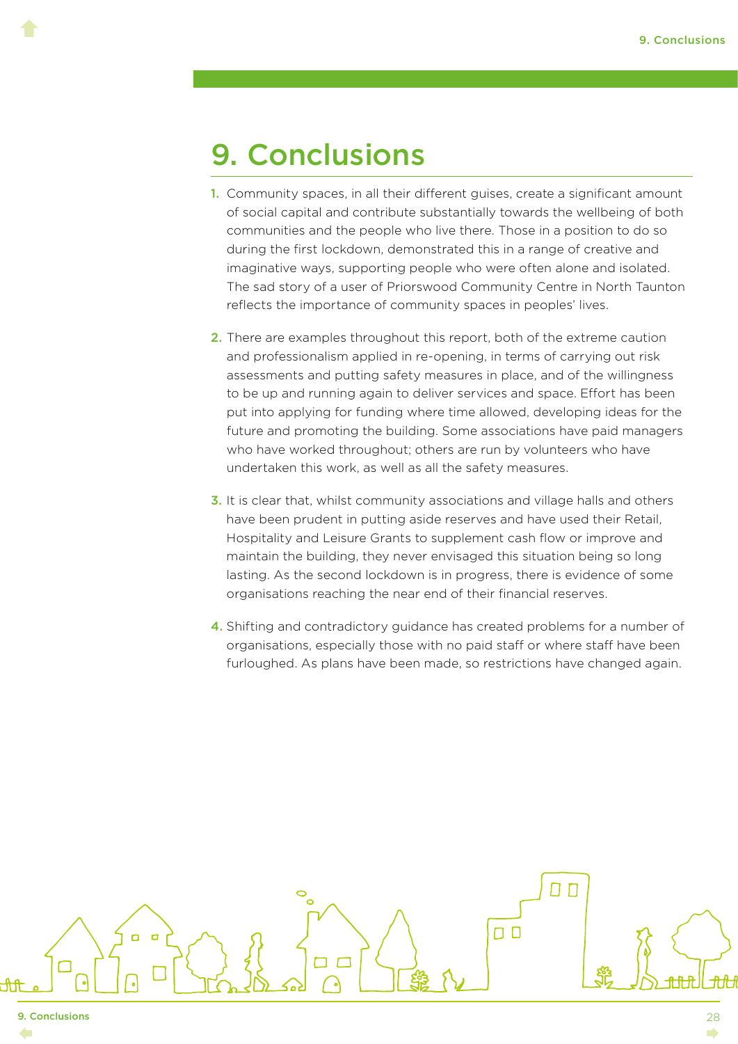# 9. Conclusions

1. Community spaces, in all their different guises, create a significant amount of social capital and contribute substantially towards the wellbeing of both communities and the people who live there. Those in a position to do so during the first lockdown, demonstrated this in a range of creative and imaginative ways, supporting people who were often alone and isolated. The sad story of a user of Priorswood Community Centre in North Taunton reflects the importance of community spaces in peoples' lives.

2. There are examples throughout this report, both of the extreme caution and professionalism applied in re-opening, in terms of carrying out risk assessments and putting safety measures in place, and of the willingness to be up and running again to deliver services and space. Effort has been put into applying for funding where time allowed, developing ideas for the future and promoting the building. Some associations have paid managers who have worked throughout; others are run by volunteers who have undertaken this work, as well as all the safety measures.

3. It is clear that, whilst community associations and village halls and others have been prudent in putting aside reserves and have used their Retail, Hospitality and Leisure Grants to supplement cash flow or improve and maintain the building, they never envisaged this situation being so long lasting. As the second lockdown is in progress, there is evidence of some organisations reaching the near end of their financial reserves.

4. Shifting and contradictory guidance has created problems for a number of organisations, especially those with no paid staff or where staff have been furloughed. As plans have been made, so restrictions have changed again.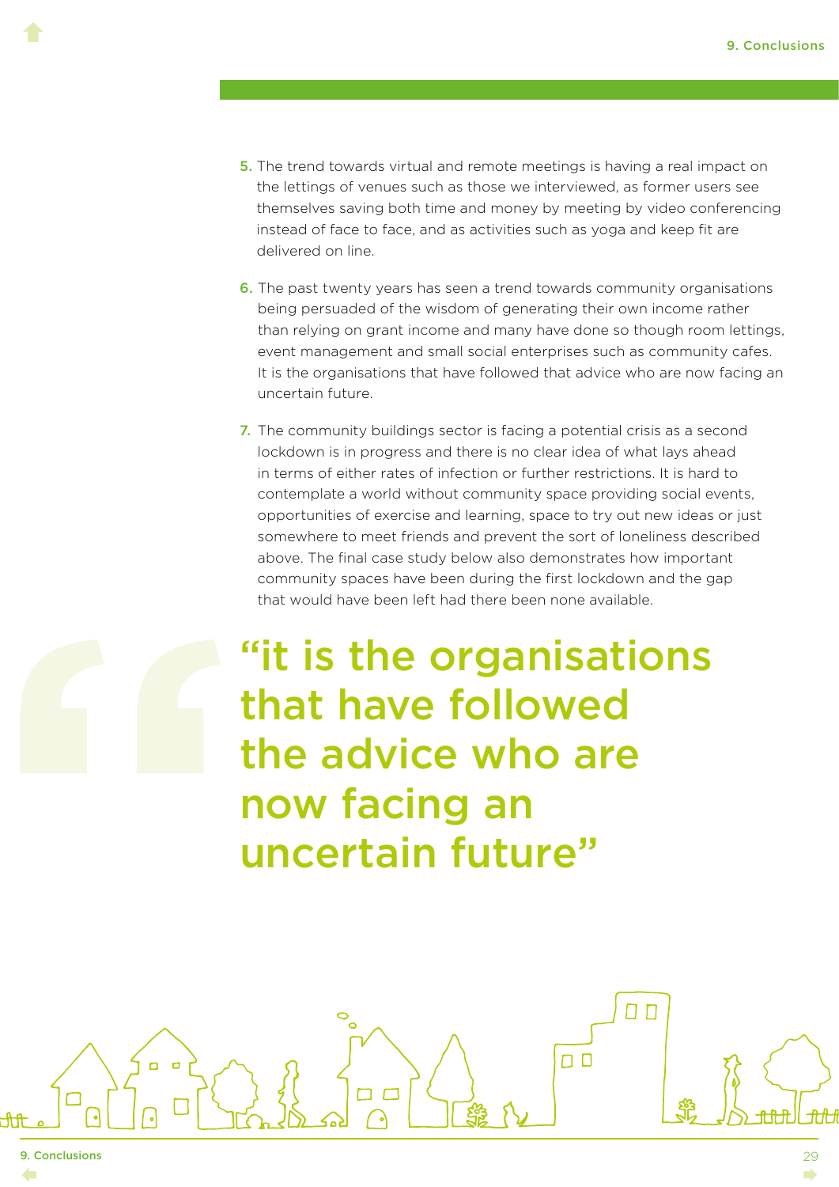5. The trend towards virtual and remote meetings is having a real impact on the lettings of venues such as those we interviewed, as former users see themselves saving both time and money by meeting by video conferencing instead of face to face, and as activities such as yoga and keep fit are delivered on line.

6. The past twenty years has seen a trend towards community organisations being persuaded of the wisdom of generating their own income rather than relying on grant income and many have done so though room lettings, event management and small social enterprises such as community cafes. It is the organisations that have followed that advice who are now facing an uncertain future.

7. The community buildings sector is facing a potential crisis as a second lockdown is in progress and there is no clear idea of what lays ahead in terms of either rates of infection or further restrictions. It is hard to contemplate a world without community space providing social events, opportunities of exercise and learning, space to try out new ideas or just somewhere to meet friends and prevent the sort of loneliness described above. The final case study below also demonstrates how important community spaces have been during the first lockdown and the gap that would have been left had there been none available.

> **"it is the organisations that have followed the advice who are now facing an uncertain future"**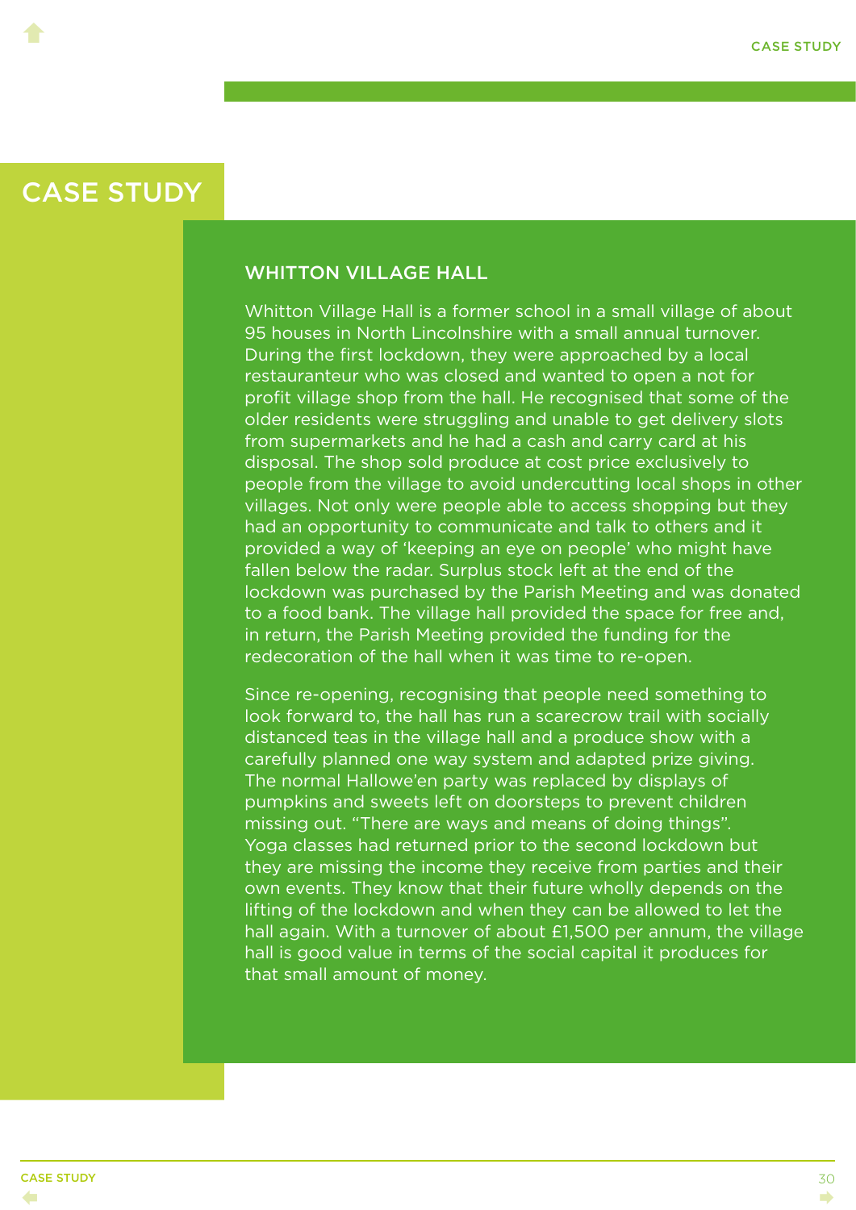# CASE STUDY

## WHITTON VILLAGE HALL

Whitton Village Hall is a former school in a small village of about 95 houses in North Lincolnshire with a small annual turnover. During the first lockdown, they were approached by a local restauranteur who was closed and wanted to open a not for profit village shop from the hall. He recognised that some of the older residents were struggling and unable to get delivery slots from supermarkets and he had a cash and carry card at his disposal. The shop sold produce at cost price exclusively to people from the village to avoid undercutting local shops in other villages. Not only were people able to access shopping but they had an opportunity to communicate and talk to others and it provided a way of 'keeping an eye on people' who might have fallen below the radar. Surplus stock left at the end of the lockdown was purchased by the Parish Meeting and was donated to a food bank. The village hall provided the space for free and, in return, the Parish Meeting provided the funding for the redecoration of the hall when it was time to re-open.

Since re-opening, recognising that people need something to look forward to, the hall has run a scarecrow trail with socially distanced teas in the village hall and a produce show with a carefully planned one way system and adapted prize giving. The normal Hallowe'en party was replaced by displays of pumpkins and sweets left on doorsteps to prevent children missing out. "There are ways and means of doing things". Yoga classes had returned prior to the second lockdown but they are missing the income they receive from parties and their own events. They know that their future wholly depends on the lifting of the lockdown and when they can be allowed to let the hall again. With a turnover of about £1,500 per annum, the village hall is good value in terms of the social capital it produces for that small amount of money.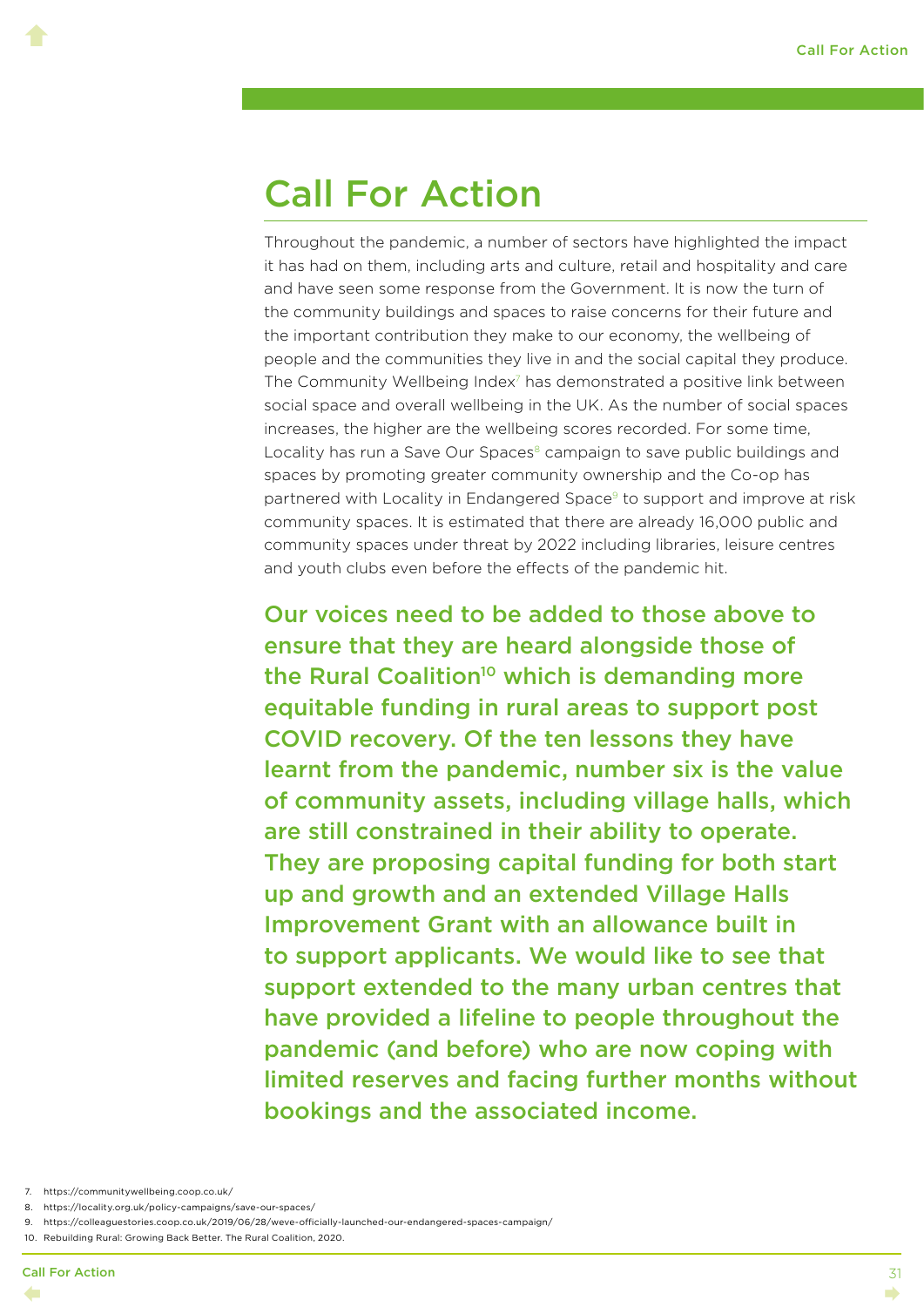# Call For Action

Throughout the pandemic, a number of sectors have highlighted the impact it has had on them, including arts and culture, retail and hospitality and care and have seen some response from the Government. It is now the turn of the community buildings and spaces to raise concerns for their future and the important contribution they make to our economy, the wellbeing of people and the communities they live in and the social capital they produce. The Community Wellbeing Index[7] has demonstrated a positive link between social space and overall wellbeing in the UK. As the number of social spaces increases, the higher are the wellbeing scores recorded. For some time, Locality has run a Save Our Spaces[8] campaign to save public buildings and spaces by promoting greater community ownership and the Co-op has partnered with Locality in Endangered Space[9] to support and improve at risk community spaces. It is estimated that there are already 16,000 public and community spaces under threat by 2022 including libraries, leisure centres and youth clubs even before the effects of the pandemic hit.

**Our voices need to be added to those above to ensure that they are heard alongside those of the Rural Coalition[10] which is demanding more equitable funding in rural areas to support post COVID recovery. Of the ten lessons they have learnt from the pandemic, number six is the value of community assets, including village halls, which are still constrained in their ability to operate. They are proposing capital funding for both start up and growth and an extended Village Halls Improvement Grant with an allowance built in to support applicants. We would like to see that support extended to the many urban centres that have provided a lifeline to people throughout the pandemic (and before) who are now coping with limited reserves and facing further months without bookings and the associated income.**

7. https://communitywellbeing.coop.co.uk/
8. https://locality.org.uk/policy-campaigns/save-our-spaces/
9. https://colleaguestories.coop.co.uk/2019/06/28/weve-officially-launched-our-endangered-spaces-campaign/
10. Rebuilding Rural: Growing Back Better. The Rural Coalition, 2020.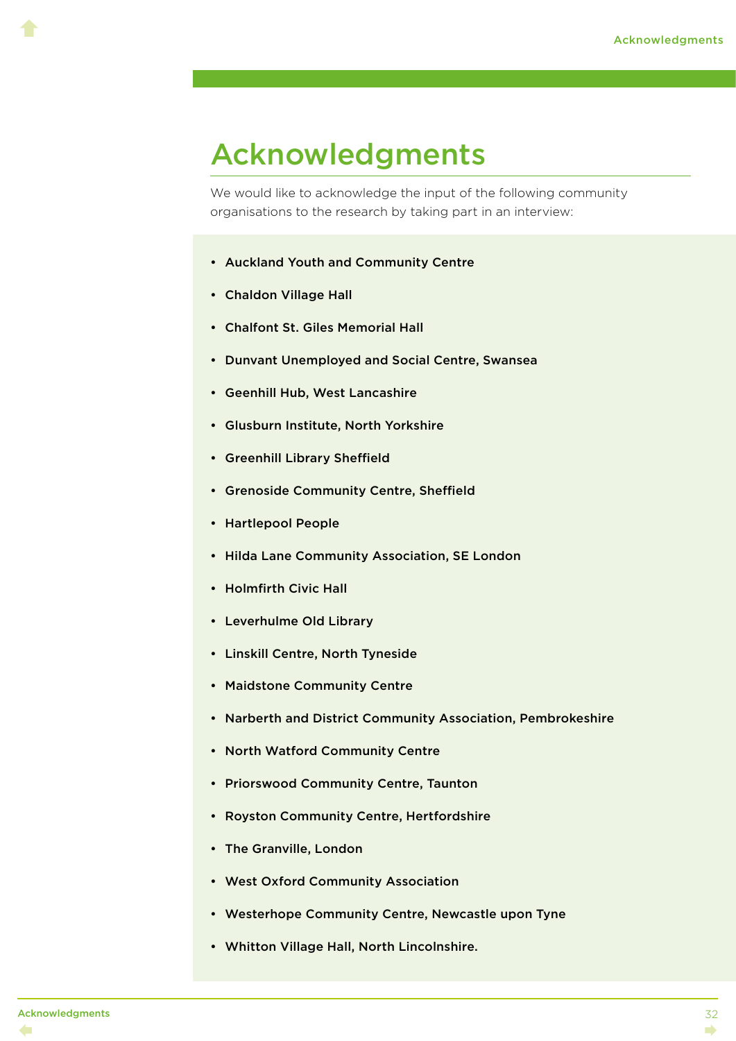# Acknowledgments

We would like to acknowledge the input of the following community organisations to the research by taking part in an interview:

- **Auckland Youth and Community Centre**
- **Chaldon Village Hall**
- **Chalfont St. Giles Memorial Hall**
- **Dunvant Unemployed and Social Centre, Swansea**
- **Geenhill Hub, West Lancashire**
- **Glusburn Institute, North Yorkshire**
- **Greenhill Library Sheffield**
- **Grenoside Community Centre, Sheffield**
- **Hartlepool People**
- **Hilda Lane Community Association, SE London**
- **Holmfirth Civic Hall**
- **Leverhulme Old Library**
- **Linskill Centre, North Tyneside**
- **Maidstone Community Centre**
- **Narberth and District Community Association, Pembrokeshire**
- **North Watford Community Centre**
- **Priorswood Community Centre, Taunton**
- **Royston Community Centre, Hertfordshire**
- **The Granville, London**
- **West Oxford Community Association**
- **Westerhope Community Centre, Newcastle upon Tyne**
- **Whitton Village Hall, North Lincolnshire.**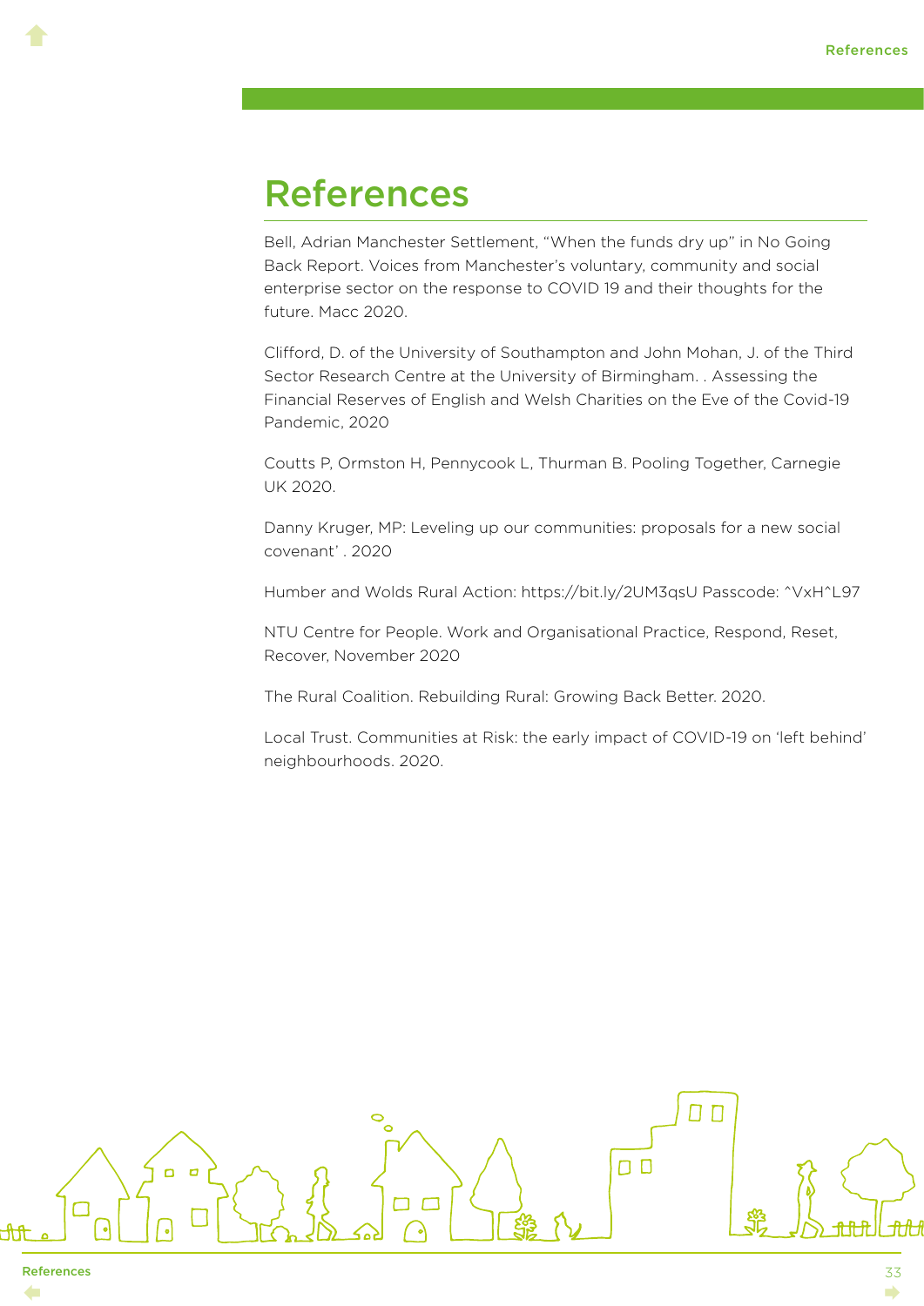# References

Bell, Adrian Manchester Settlement, "When the funds dry up" in No Going Back Report. Voices from Manchester's voluntary, community and social enterprise sector on the response to COVID 19 and their thoughts for the future. Macc 2020.

Clifford, D. of the University of Southampton and John Mohan, J. of the Third Sector Research Centre at the University of Birmingham. . Assessing the Financial Reserves of English and Welsh Charities on the Eve of the Covid-19 Pandemic, 2020

Coutts P, Ormston H, Pennycook L, Thurman B. Pooling Together, Carnegie UK 2020.

Danny Kruger, MP: Leveling up our communities: proposals for a new social covenant' . 2020

Humber and Wolds Rural Action: https://bit.ly/2UM3qsU Passcode: ^VxH^L97

NTU Centre for People. Work and Organisational Practice, Respond, Reset, Recover, November 2020

The Rural Coalition. Rebuilding Rural: Growing Back Better. 2020.

Local Trust. Communities at Risk: the early impact of COVID-19 on 'left behind' neighbourhoods. 2020.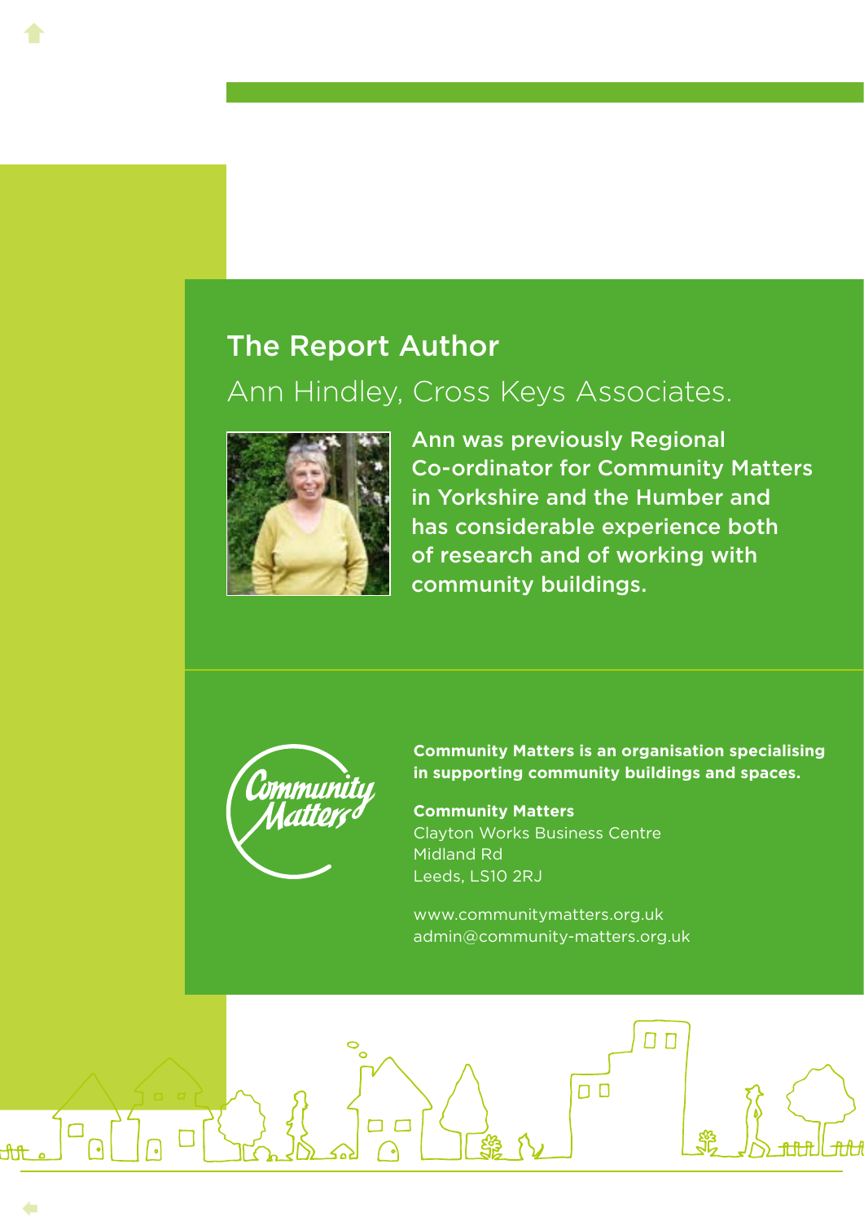## The Report Author

Ann Hindley, Cross Keys Associates.

**Ann was previously Regional Co-ordinator for Community Matters in Yorkshire and the Humber and has considerable experience both of research and of working with community buildings.**

**Community Matters is an organisation specialising in supporting community buildings and spaces.**

**Community Matters**
Clayton Works Business Centre
Midland Rd
Leeds, LS10 2RJ

www.communitymatters.org.uk
admin@community-matters.org.uk